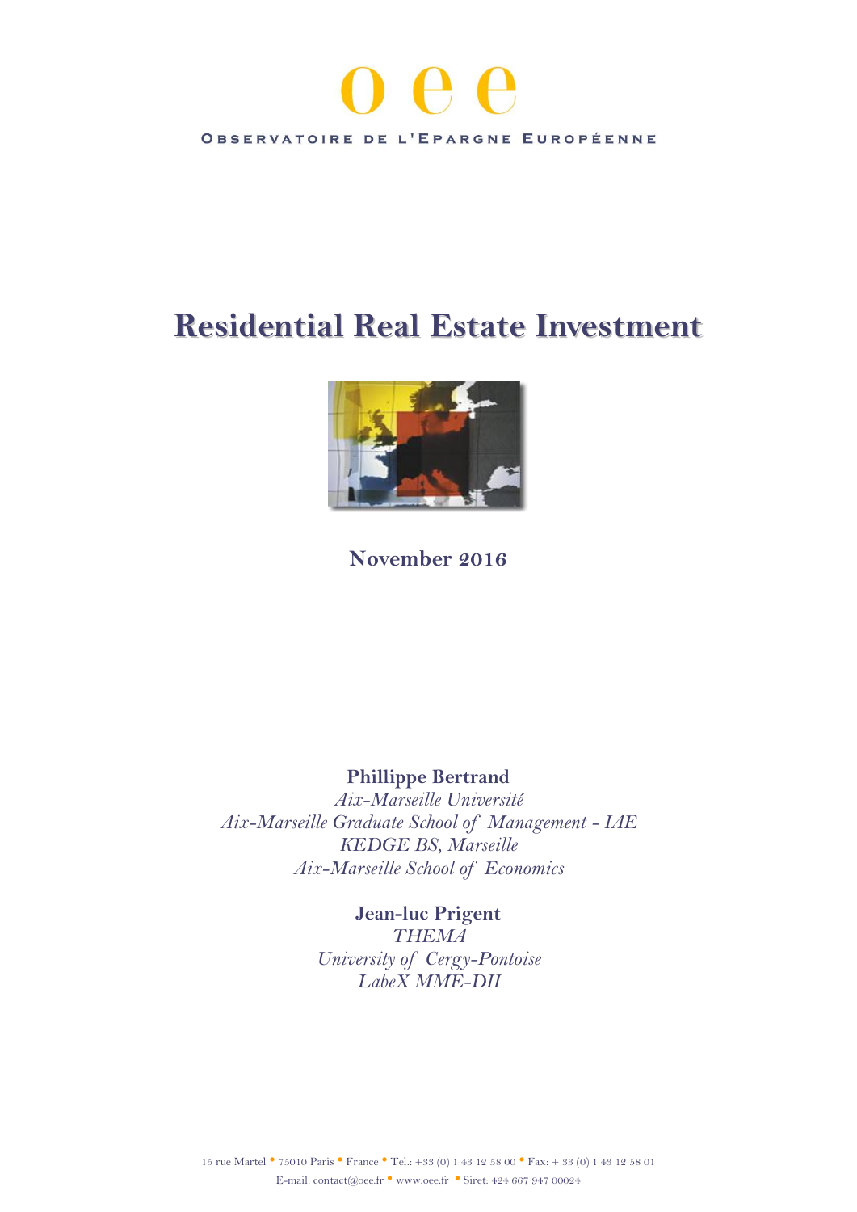# o e e

OBSERVATOIRE DE L'EPARGNE EUROPÉENNE

# Residential Real Estate Investment

**November 2016**

**Phillippe Bertrand**
*Aix-Marseille Université*
*Aix-Marseille Graduate School of Management - IAE*
*KEDGE BS, Marseille*
*Aix-Marseille School of Economics*

**Jean-luc Prigent**
*THEMA*
*University of Cergy-Pontoise*
*LabeX MME-DII*

15 rue Martel • 75010 Paris • France • Tel.: +33 (0) 1 43 12 58 00 • Fax: + 33 (0) 1 43 12 58 01
E-mail: contact@oee.fr • www.oee.fr • Siret: 424 667 947 00024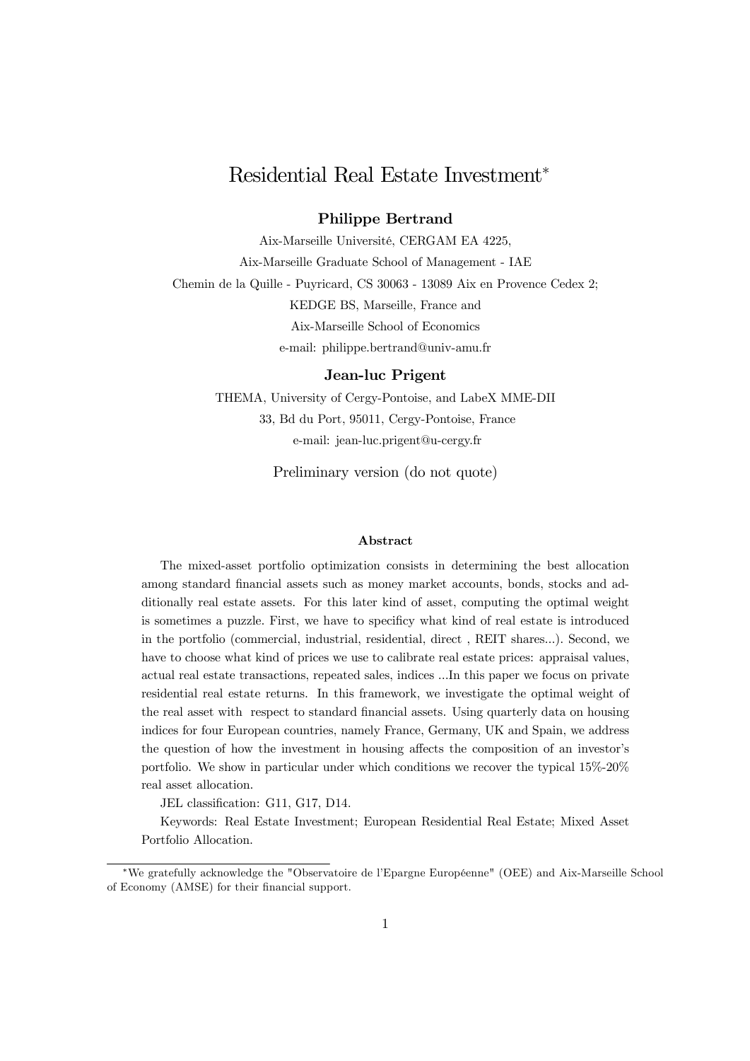# Residential Real Estate Investment*

**Philippe Bertrand**

Aix-Marseille Université, CERGAM EA 4225,

Aix-Marseille Graduate School of Management - IAE

Chemin de la Quille - Puyricard, CS 30063 - 13089 Aix en Provence Cedex 2;

KEDGE BS, Marseille, France and

Aix-Marseille School of Economics

e-mail: philippe.bertrand@univ-amu.fr

**Jean-luc Prigent**

THEMA, University of Cergy-Pontoise, and LabeX MME-DII

33, Bd du Port, 95011, Cergy-Pontoise, France

e-mail: jean-luc.prigent@u-cergy.fr

Preliminary version (do not quote)

### Abstract

The mixed-asset portfolio optimization consists in determining the best allocation among standard financial assets such as money market accounts, bonds, stocks and additionally real estate assets. For this later kind of asset, computing the optimal weight is sometimes a puzzle. First, we have to specificy what kind of real estate is introduced in the portfolio (commercial, industrial, residential, direct , REIT shares...). Second, we have to choose what kind of prices we use to calibrate real estate prices: appraisal values, actual real estate transactions, repeated sales, indices ...In this paper we focus on private residential real estate returns. In this framework, we investigate the optimal weight of the real asset with respect to standard financial assets. Using quarterly data on housing indices for four European countries, namely France, Germany, UK and Spain, we address the question of how the investment in housing affects the composition of an investor's portfolio. We show in particular under which conditions we recover the typical 15%-20% real asset allocation.

JEL classification: G11, G17, D14.

Keywords: Real Estate Investment; European Residential Real Estate; Mixed Asset Portfolio Allocation.

*We gratefully acknowledge the "Observatoire de l'Epargne Européenne" (OEE) and Aix-Marseille School of Economy (AMSE) for their financial support.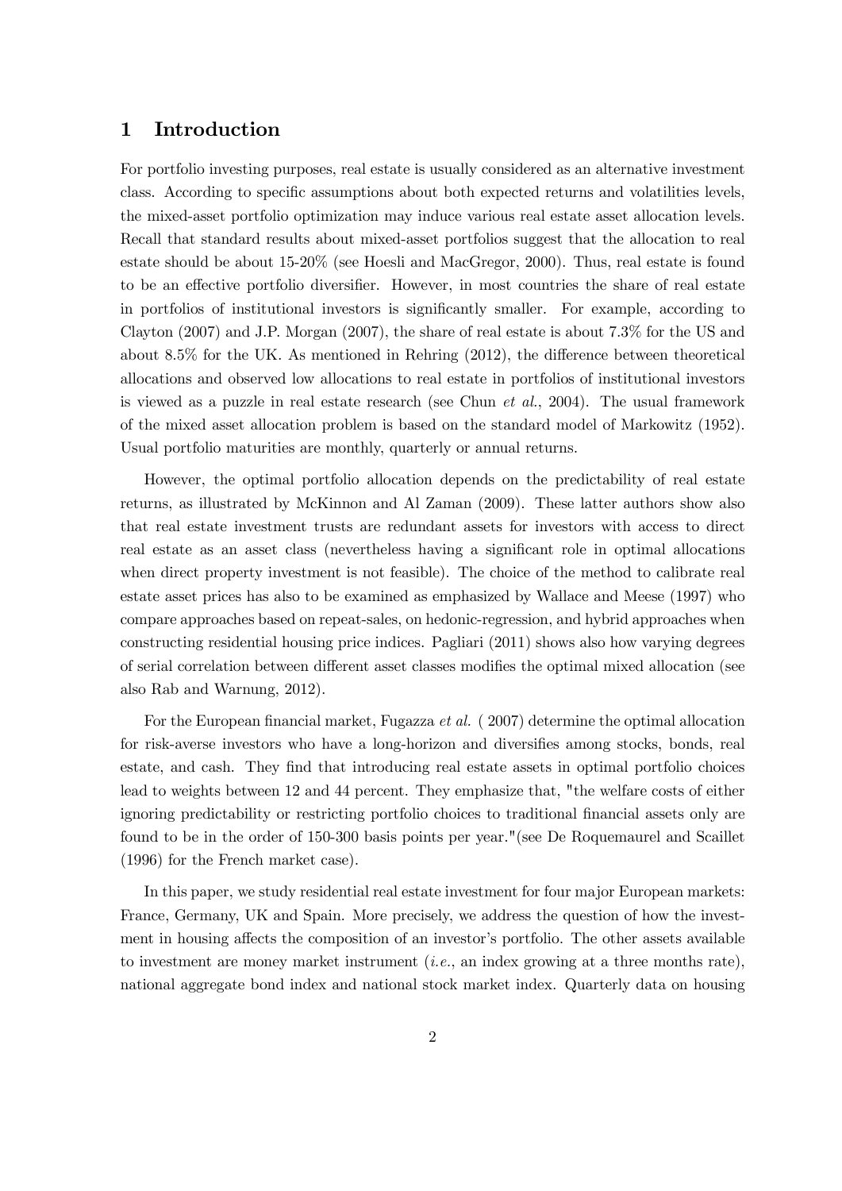# 1 Introduction

For portfolio investing purposes, real estate is usually considered as an alternative investment class. According to specific assumptions about both expected returns and volatilities levels, the mixed-asset portfolio optimization may induce various real estate asset allocation levels. Recall that standard results about mixed-asset portfolios suggest that the allocation to real estate should be about 15-20% (see Hoesli and MacGregor, 2000). Thus, real estate is found to be an effective portfolio diversifier. However, in most countries the share of real estate in portfolios of institutional investors is significantly smaller. For example, according to Clayton (2007) and J.P. Morgan (2007), the share of real estate is about 7.3% for the US and about 8.5% for the UK. As mentioned in Rehring (2012), the difference between theoretical allocations and observed low allocations to real estate in portfolios of institutional investors is viewed as a puzzle in real estate research (see Chun *et al.*, 2004). The usual framework of the mixed asset allocation problem is based on the standard model of Markowitz (1952). Usual portfolio maturities are monthly, quarterly or annual returns.

However, the optimal portfolio allocation depends on the predictability of real estate returns, as illustrated by McKinnon and Al Zaman (2009). These latter authors show also that real estate investment trusts are redundant assets for investors with access to direct real estate as an asset class (nevertheless having a significant role in optimal allocations when direct property investment is not feasible). The choice of the method to calibrate real estate asset prices has also to be examined as emphasized by Wallace and Meese (1997) who compare approaches based on repeat-sales, on hedonic-regression, and hybrid approaches when constructing residential housing price indices. Pagliari (2011) shows also how varying degrees of serial correlation between different asset classes modifies the optimal mixed allocation (see also Rab and Warnung, 2012).

For the European financial market, Fugazza *et al.* ( 2007) determine the optimal allocation for risk-averse investors who have a long-horizon and diversifies among stocks, bonds, real estate, and cash. They find that introducing real estate assets in optimal portfolio choices lead to weights between 12 and 44 percent. They emphasize that, "the welfare costs of either ignoring predictability or restricting portfolio choices to traditional financial assets only are found to be in the order of 150-300 basis points per year."(see De Roquemaurel and Scaillet (1996) for the French market case).

In this paper, we study residential real estate investment for four major European markets: France, Germany, UK and Spain. More precisely, we address the question of how the investment in housing affects the composition of an investor's portfolio. The other assets available to investment are money market instrument (*i.e.*, an index growing at a three months rate), national aggregate bond index and national stock market index. Quarterly data on housing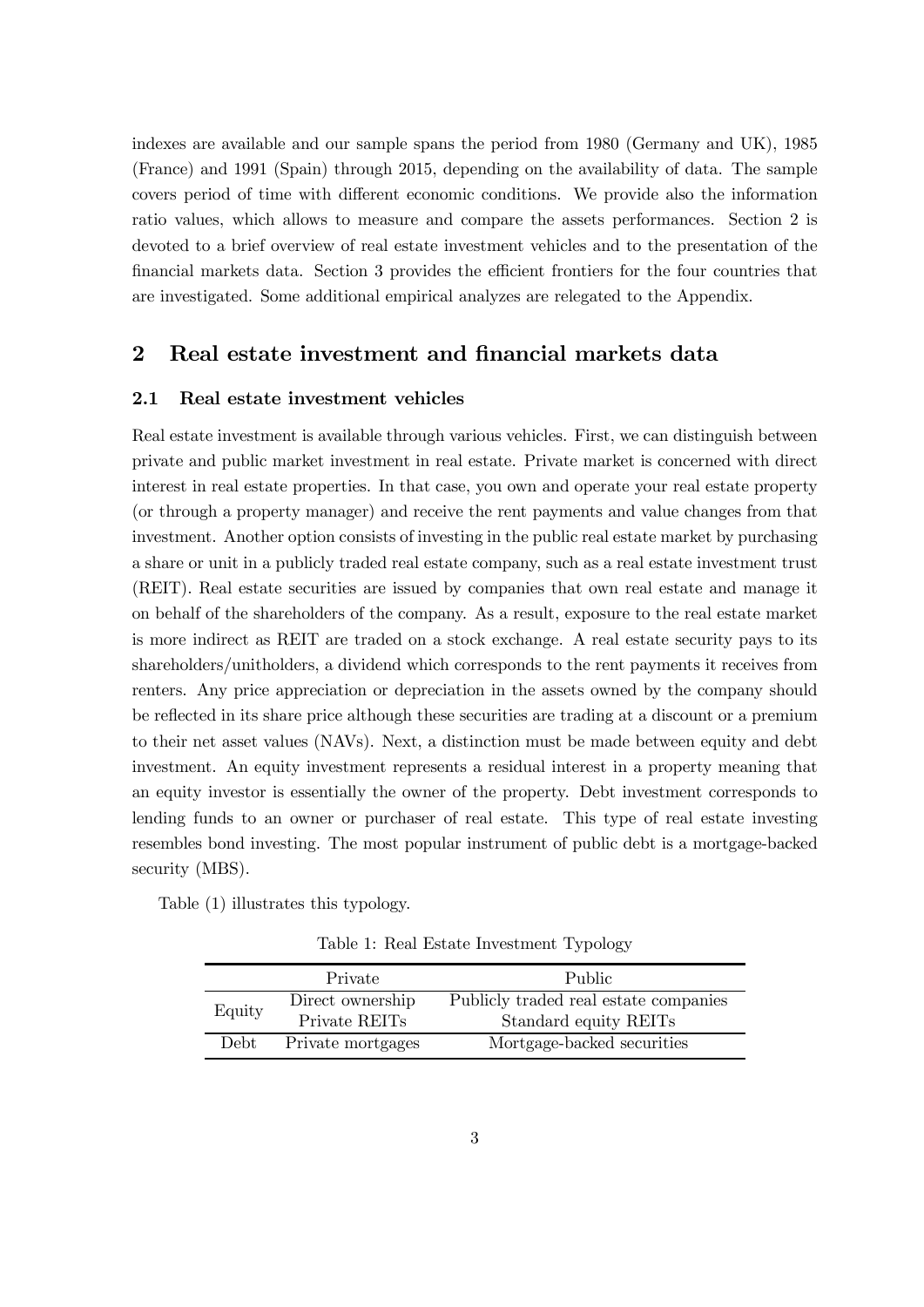indexes are available and our sample spans the period from 1980 (Germany and UK), 1985 (France) and 1991 (Spain) through 2015, depending on the availability of data. The sample covers period of time with different economic conditions. We provide also the information ratio values, which allows to measure and compare the assets performances. Section 2 is devoted to a brief overview of real estate investment vehicles and to the presentation of the financial markets data. Section 3 provides the efficient frontiers for the four countries that are investigated. Some additional empirical analyzes are relegated to the Appendix.

## 2 Real estate investment and financial markets data

### 2.1 Real estate investment vehicles

Real estate investment is available through various vehicles. First, we can distinguish between private and public market investment in real estate. Private market is concerned with direct interest in real estate properties. In that case, you own and operate your real estate property (or through a property manager) and receive the rent payments and value changes from that investment. Another option consists of investing in the public real estate market by purchasing a share or unit in a publicly traded real estate company, such as a real estate investment trust (REIT). Real estate securities are issued by companies that own real estate and manage it on behalf of the shareholders of the company. As a result, exposure to the real estate market is more indirect as REIT are traded on a stock exchange. A real estate security pays to its shareholders/unitholders, a dividend which corresponds to the rent payments it receives from renters. Any price appreciation or depreciation in the assets owned by the company should be reflected in its share price although these securities are trading at a discount or a premium to their net asset values (NAVs). Next, a distinction must be made between equity and debt investment. An equity investment represents a residual interest in a property meaning that an equity investor is essentially the owner of the property. Debt investment corresponds to lending funds to an owner or purchaser of real estate. This type of real estate investing resembles bond investing. The most popular instrument of public debt is a mortgage-backed security (MBS).

Table (1) illustrates this typology.

Table 1: Real Estate Investment Typology

| | Private | Public |
|---|---|---|
| Equity | Direct ownership | Publicly traded real estate companies |
| | Private REITs | Standard equity REITs |
| Debt | Private mortgages | Mortgage-backed securities |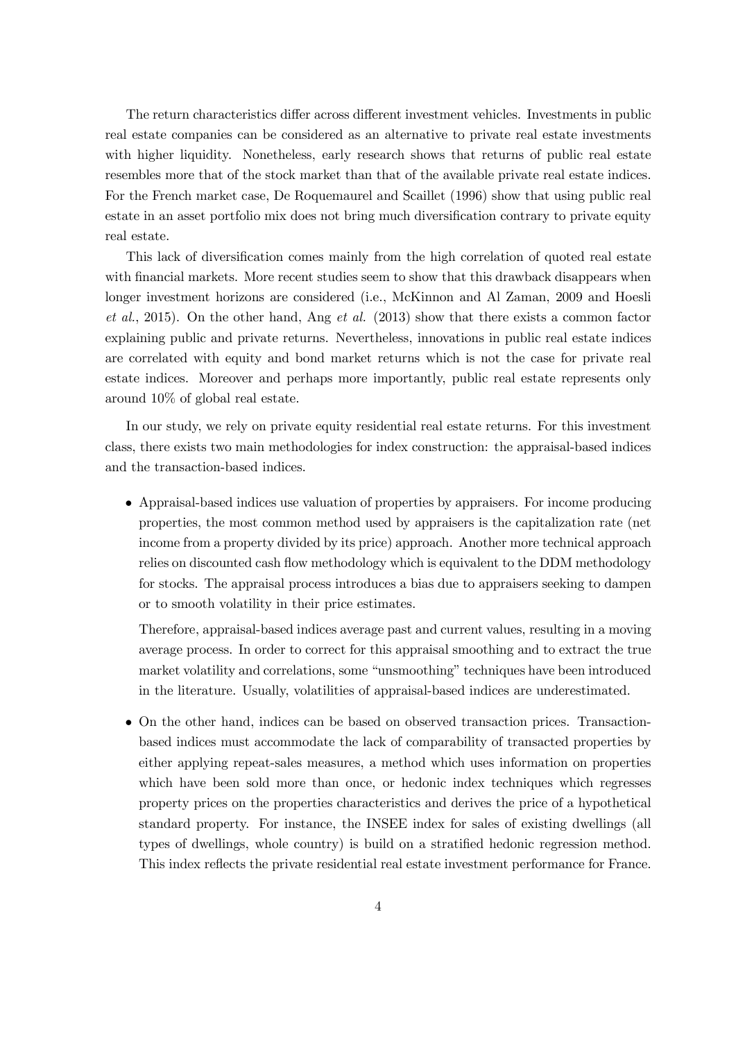The return characteristics differ across different investment vehicles. Investments in public real estate companies can be considered as an alternative to private real estate investments with higher liquidity. Nonetheless, early research shows that returns of public real estate resembles more that of the stock market than that of the available private real estate indices. For the French market case, De Roquemaurel and Scaillet (1996) show that using public real estate in an asset portfolio mix does not bring much diversification contrary to private equity real estate.

This lack of diversification comes mainly from the high correlation of quoted real estate with financial markets. More recent studies seem to show that this drawback disappears when longer investment horizons are considered (i.e., McKinnon and Al Zaman, 2009 and Hoesli *et al.*, 2015). On the other hand, Ang *et al.* (2013) show that there exists a common factor explaining public and private returns. Nevertheless, innovations in public real estate indices are correlated with equity and bond market returns which is not the case for private real estate indices. Moreover and perhaps more importantly, public real estate represents only around 10% of global real estate.

In our study, we rely on private equity residential real estate returns. For this investment class, there exists two main methodologies for index construction: the appraisal-based indices and the transaction-based indices.

- Appraisal-based indices use valuation of properties by appraisers. For income producing properties, the most common method used by appraisers is the capitalization rate (net income from a property divided by its price) approach. Another more technical approach relies on discounted cash flow methodology which is equivalent to the DDM methodology for stocks. The appraisal process introduces a bias due to appraisers seeking to dampen or to smooth volatility in their price estimates.

  Therefore, appraisal-based indices average past and current values, resulting in a moving average process. In order to correct for this appraisal smoothing and to extract the true market volatility and correlations, some "unsmoothing" techniques have been introduced in the literature. Usually, volatilities of appraisal-based indices are underestimated.

- On the other hand, indices can be based on observed transaction prices. Transaction-based indices must accommodate the lack of comparability of transacted properties by either applying repeat-sales measures, a method which uses information on properties which have been sold more than once, or hedonic index techniques which regresses property prices on the properties characteristics and derives the price of a hypothetical standard property. For instance, the INSEE index for sales of existing dwellings (all types of dwellings, whole country) is build on a stratified hedonic regression method. This index reflects the private residential real estate investment performance for France.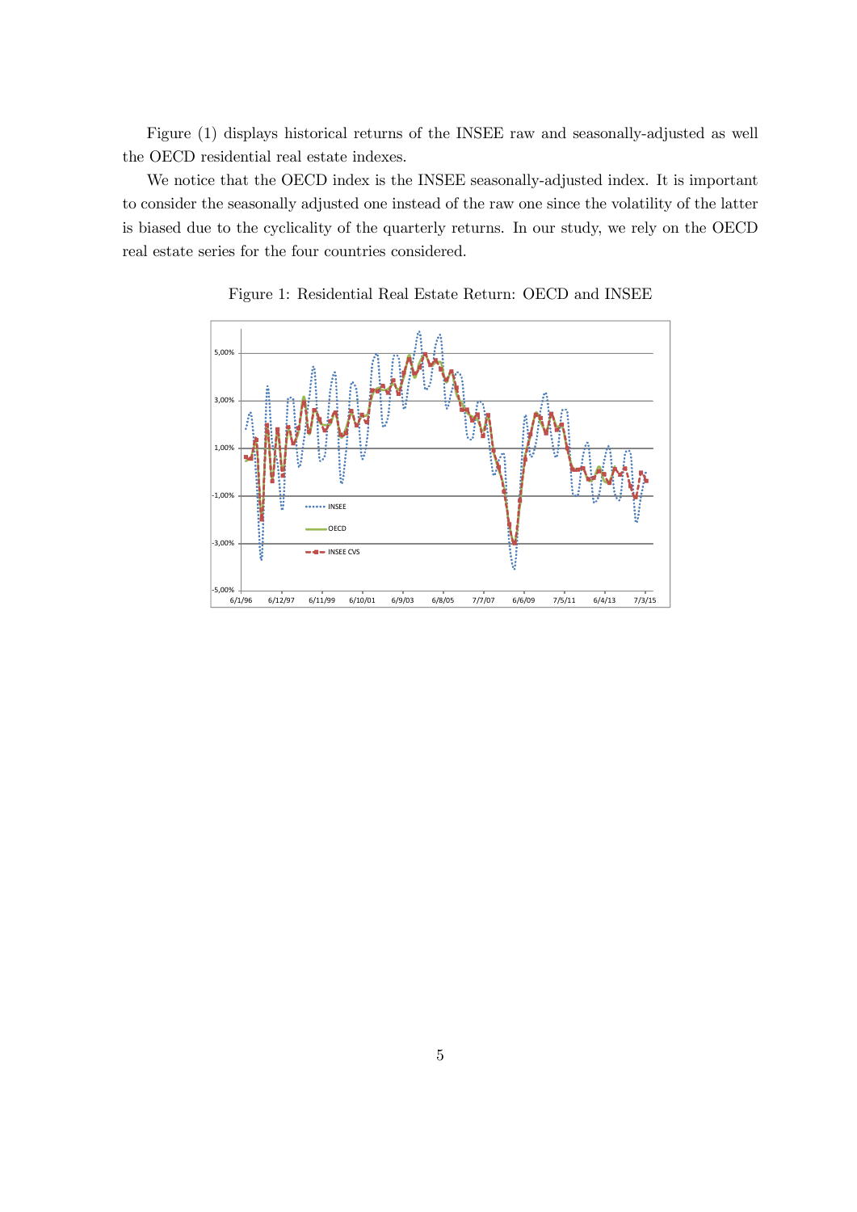Figure (1) displays historical returns of the INSEE raw and seasonally-adjusted as well the OECD residential real estate indexes.

We notice that the OECD index is the INSEE seasonally-adjusted index. It is important to consider the seasonally adjusted one instead of the raw one since the volatility of the latter is biased due to the cyclicality of the quarterly returns. In our study, we rely on the OECD real estate series for the four countries considered.

Figure 1: Residential Real Estate Return: OECD and INSEE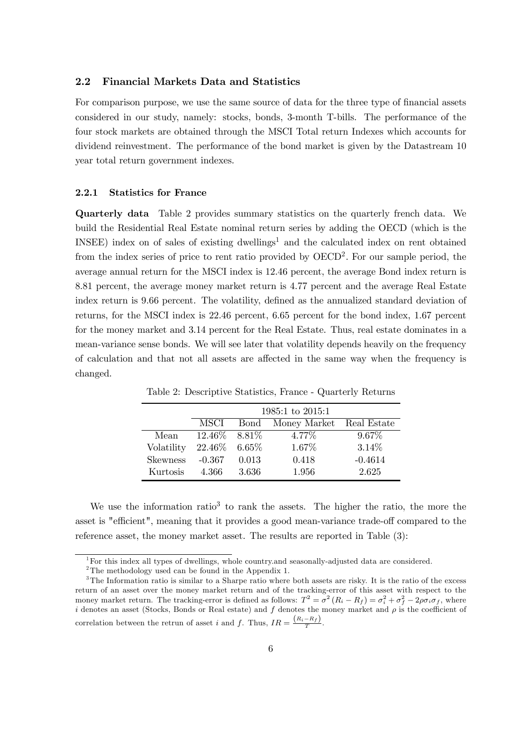### 2.2 Financial Markets Data and Statistics

For comparison purpose, we use the same source of data for the three type of financial assets considered in our study, namely: stocks, bonds, 3-month T-bills. The performance of the four stock markets are obtained through the MSCI Total return Indexes which accounts for dividend reinvestment. The performance of the bond market is given by the Datastream 10 year total return government indexes.

#### 2.2.1 Statistics for France

**Quarterly data** Table 2 provides summary statistics on the quarterly french data. We build the Residential Real Estate nominal return series by adding the OECD (which is the INSEE) index on of sales of existing dwellings[1] and the calculated index on rent obtained from the index series of price to rent ratio provided by OECD[2]. For our sample period, the average annual return for the MSCI index is 12.46 percent, the average Bond index return is 8.81 percent, the average money market return is 4.77 percent and the average Real Estate index return is 9.66 percent. The volatility, defined as the annualized standard deviation of returns, for the MSCI index is 22.46 percent, 6.65 percent for the bond index, 1.67 percent for the money market and 3.14 percent for the Real Estate. Thus, real estate dominates in a mean-variance sense bonds. We will see later that volatility depends heavily on the frequency of calculation and that not all assets are affected in the same way when the frequency is changed.

Table 2: Descriptive Statistics, France - Quarterly Returns

| | 1985:1 to 2015:1 | | | |
|---|---|---|---|---|
| | MSCI | Bond | Money Market | Real Estate |
| Mean | 12.46% | 8.81% | 4.77% | 9.67% |
| Volatility | 22.46% | 6.65% | 1.67% | 3.14% |
| Skewness | -0.367 | 0.013 | 0.418 | -0.4614 |
| Kurtosis | 4.366 | 3.636 | 1.956 | 2.625 |

We use the information ratio[3] to rank the assets. The higher the ratio, the more the asset is "efficient", meaning that it provides a good mean-variance trade-off compared to the reference asset, the money market asset. The results are reported in Table (3):

[1] For this index all types of dwellings, whole country.and seasonally-adjusted data are considered.

[2] The methodology used can be found in the Appendix 1.

[3] The Information ratio is similar to a Sharpe ratio where both assets are risky. It is the ratio of the excess return of an asset over the money market return and of the tracking-error of this asset with respect to the money market return. The tracking-error is defined as follows: $T^2 = \sigma^2 (R_i - R_f) = \sigma_i^2 + \sigma_f^2 - 2\rho\sigma_i\sigma_f$, where $i$ denotes an asset (Stocks, Bonds or Real estate) and $f$ denotes the money market and $\rho$ is the coefficient of correlation between the retrun of asset $i$ and $f$. Thus, $IR = \frac{(R_i - R_f)}{T}$.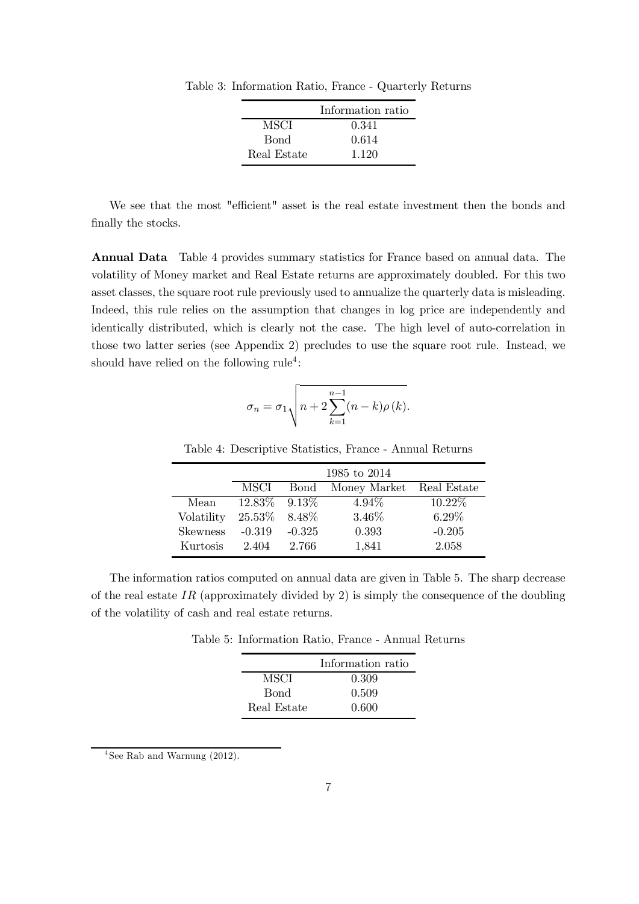Table 3: Information Ratio, France - Quarterly Returns

| | Information ratio |
|---|---|
| MSCI | 0.341 |
| Bond | 0.614 |
| Real Estate | 1.120 |

We see that the most "efficient" asset is the real estate investment then the bonds and finally the stocks.

**Annual Data** Table 4 provides summary statistics for France based on annual data. The volatility of Money market and Real Estate returns are approximately doubled. For this two asset classes, the square root rule previously used to annualize the quarterly data is misleading. Indeed, this rule relies on the assumption that changes in log price are independently and identically distributed, which is clearly not the case. The high level of auto-correlation in those two latter series (see Appendix 2) precludes to use the square root rule. Instead, we should have relied on the following rule[4]:

$$\sigma_n = \sigma_1 \sqrt{n + 2\sum_{k=1}^{n-1}(n-k)\rho(k)}.$$

Table 4: Descriptive Statistics, France - Annual Returns

| | 1985 to 2014 | | | |
|---|---|---|---|---|
| | MSCI | Bond | Money Market | Real Estate |
| Mean | 12.83% | 9.13% | 4.94% | 10.22% |
| Volatility | 25.53% | 8.48% | 3.46% | 6.29% |
| Skewness | -0.319 | -0.325 | 0.393 | -0.205 |
| Kurtosis | 2.404 | 2.766 | 1,841 | 2.058 |

The information ratios computed on annual data are given in Table 5. The sharp decrease of the real estate $IR$ (approximately divided by 2) is simply the consequence of the doubling of the volatility of cash and real estate returns.

Table 5: Information Ratio, France - Annual Returns

| | Information ratio |
|---|---|
| MSCI | 0.309 |
| Bond | 0.509 |
| Real Estate | 0.600 |

[4] See Rab and Warnung (2012).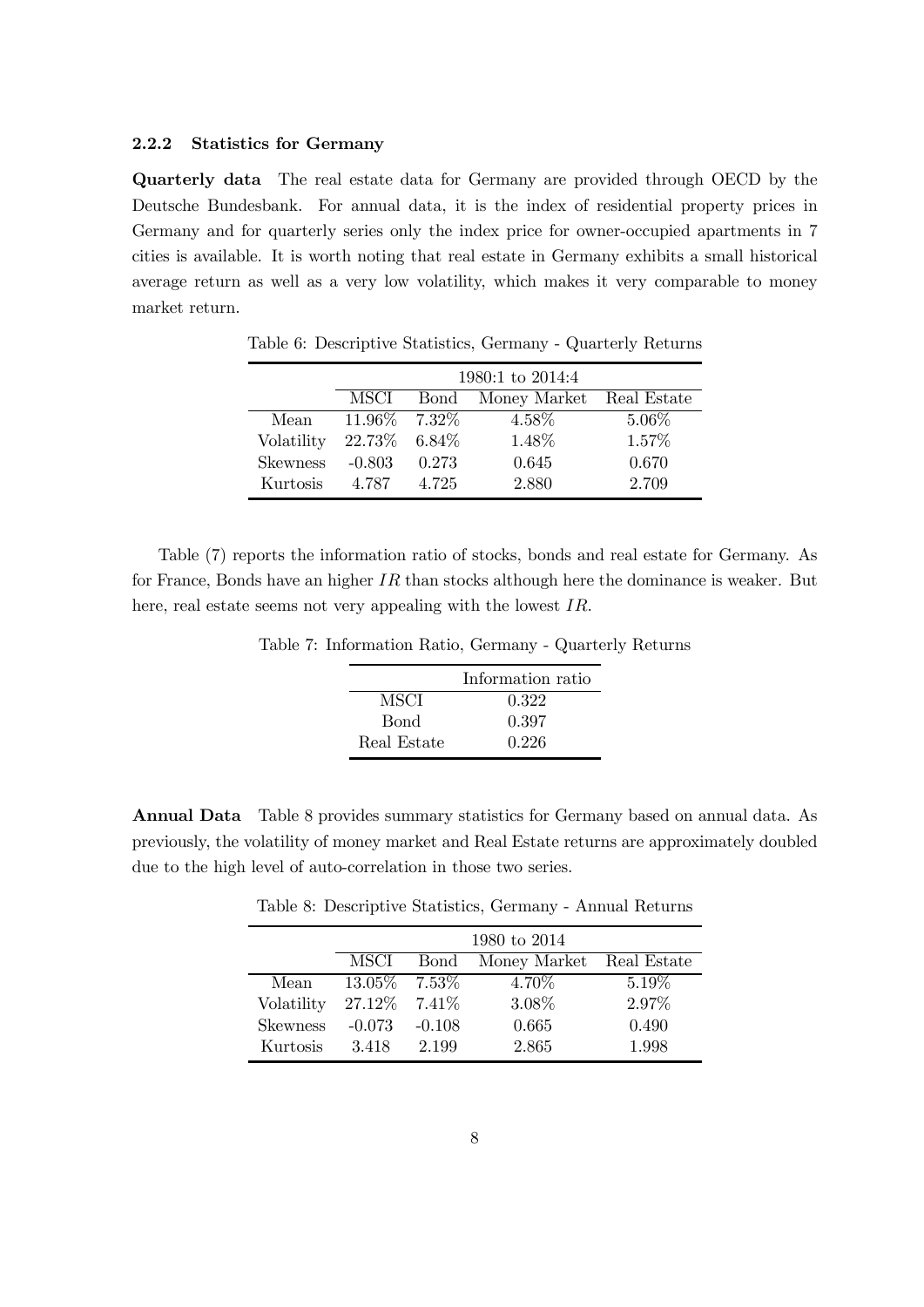### 2.2.2 Statistics for Germany

**Quarterly data** The real estate data for Germany are provided through OECD by the Deutsche Bundesbank. For annual data, it is the index of residential property prices in Germany and for quarterly series only the index price for owner-occupied apartments in 7 cities is available. It is worth noting that real estate in Germany exhibits a small historical average return as well as a very low volatility, which makes it very comparable to money market return.

Table 6: Descriptive Statistics, Germany - Quarterly Returns

| | 1980:1 to 2014:4 | | | |
|---|---|---|---|---|
| | MSCI | Bond | Money Market | Real Estate |
| Mean | 11.96% | 7.32% | 4.58% | 5.06% |
| Volatility | 22.73% | 6.84% | 1.48% | 1.57% |
| Skewness | -0.803 | 0.273 | 0.645 | 0.670 |
| Kurtosis | 4.787 | 4.725 | 2.880 | 2.709 |

Table (7) reports the information ratio of stocks, bonds and real estate for Germany. As for France, Bonds have an higher $IR$ than stocks although here the dominance is weaker. But here, real estate seems not very appealing with the lowest $IR$.

Table 7: Information Ratio, Germany - Quarterly Returns

| | Information ratio |
|---|---|
| MSCI | 0.322 |
| Bond | 0.397 |
| Real Estate | 0.226 |

**Annual Data** Table 8 provides summary statistics for Germany based on annual data. As previously, the volatility of money market and Real Estate returns are approximately doubled due to the high level of auto-correlation in those two series.

Table 8: Descriptive Statistics, Germany - Annual Returns

| | 1980 to 2014 | | | |
|---|---|---|---|---|
| | MSCI | Bond | Money Market | Real Estate |
| Mean | 13.05% | 7.53% | 4.70% | 5.19% |
| Volatility | 27.12% | 7.41% | 3.08% | 2.97% |
| Skewness | -0.073 | -0.108 | 0.665 | 0.490 |
| Kurtosis | 3.418 | 2.199 | 2.865 | 1.998 |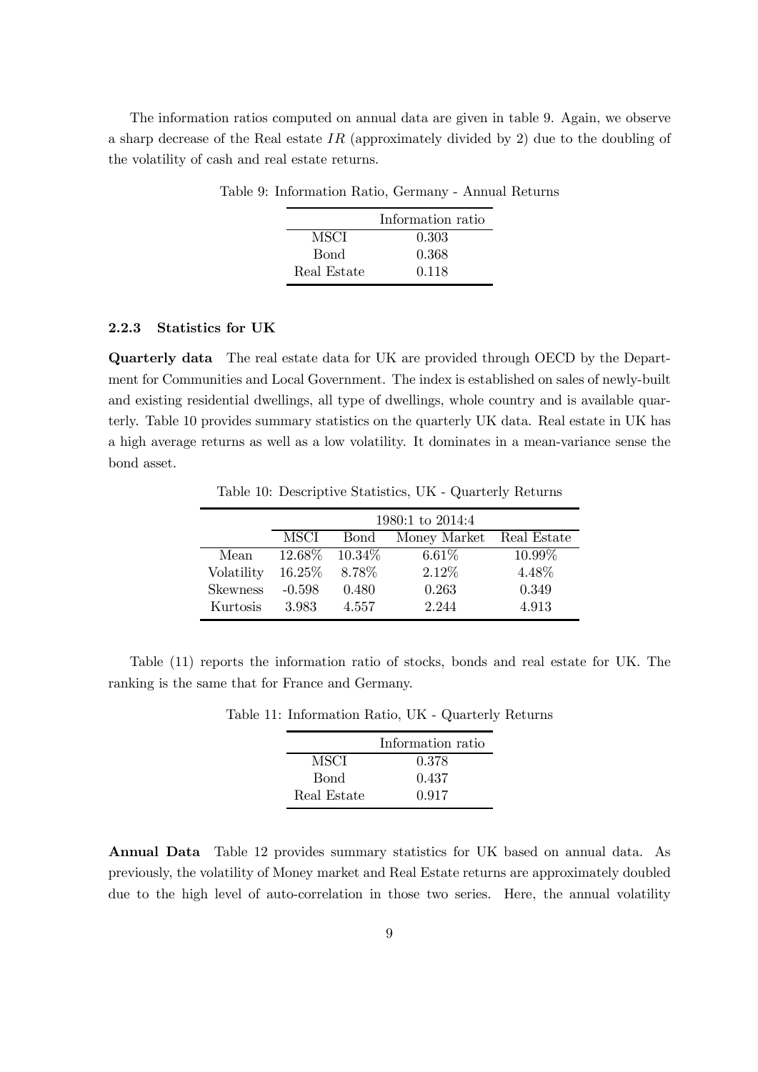The information ratios computed on annual data are given in table 9. Again, we observe a sharp decrease of the Real estate $IR$ (approximately divided by 2) due to the doubling of the volatility of cash and real estate returns.

Table 9: Information Ratio, Germany - Annual Returns

| | Information ratio |
|---|---|
| MSCI | 0.303 |
| Bond | 0.368 |
| Real Estate | 0.118 |

#### 2.2.3 Statistics for UK

**Quarterly data** The real estate data for UK are provided through OECD by the Department for Communities and Local Government. The index is established on sales of newly-built and existing residential dwellings, all type of dwellings, whole country and is available quarterly. Table 10 provides summary statistics on the quarterly UK data. Real estate in UK has a high average returns as well as a low volatility. It dominates in a mean-variance sense the bond asset.

Table 10: Descriptive Statistics, UK - Quarterly Returns

| | 1980:1 to 2014:4 | | | |
|---|---|---|---|---|
| | MSCI | Bond | Money Market | Real Estate |
| Mean | 12.68% | 10.34% | 6.61% | 10.99% |
| Volatility | 16.25% | 8.78% | 2.12% | 4.48% |
| Skewness | -0.598 | 0.480 | 0.263 | 0.349 |
| Kurtosis | 3.983 | 4.557 | 2.244 | 4.913 |

Table (11) reports the information ratio of stocks, bonds and real estate for UK. The ranking is the same that for France and Germany.

Table 11: Information Ratio, UK - Quarterly Returns

| | Information ratio |
|---|---|
| MSCI | 0.378 |
| Bond | 0.437 |
| Real Estate | 0.917 |

**Annual Data** Table 12 provides summary statistics for UK based on annual data. As previously, the volatility of Money market and Real Estate returns are approximately doubled due to the high level of auto-correlation in those two series. Here, the annual volatility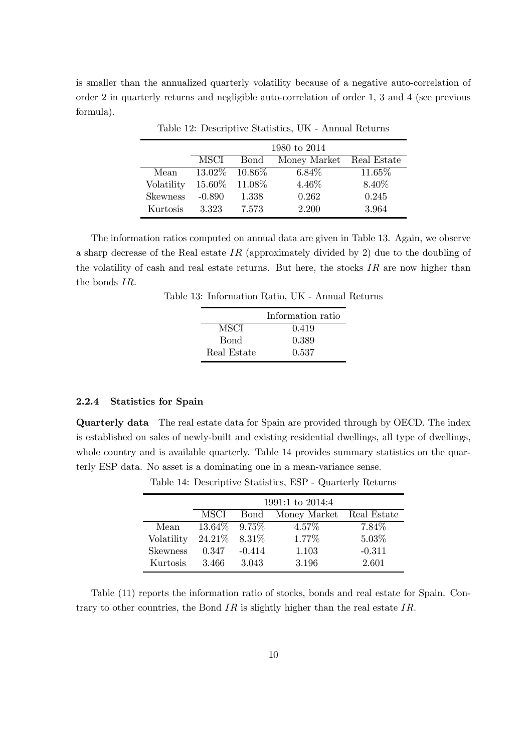is smaller than the annualized quarterly volatility because of a negative auto-correlation of order 2 in quarterly returns and negligible auto-correlation of order 1, 3 and 4 (see previous formula).

Table 12: Descriptive Statistics, UK - Annual Returns

| | 1980 to 2014 | | | |
|---|---|---|---|---|
| | MSCI | Bond | Money Market | Real Estate |
| Mean | 13.02% | 10.86% | 6.84% | 11.65% |
| Volatility | 15.60% | 11.08% | 4.46% | 8.40% |
| Skewness | -0.890 | 1.338 | 0.262 | 0.245 |
| Kurtosis | 3.323 | 7.573 | 2.200 | 3.964 |

The information ratios computed on annual data are given in Table 13. Again, we observe a sharp decrease of the Real estate $IR$ (approximately divided by 2) due to the doubling of the volatility of cash and real estate returns. But here, the stocks $IR$ are now higher than the bonds $IR$.

Table 13: Information Ratio, UK - Annual Returns

| | Information ratio |
|---|---|
| MSCI | 0.419 |
| Bond | 0.389 |
| Real Estate | 0.537 |

### 2.2.4 Statistics for Spain

**Quarterly data** The real estate data for Spain are provided through by OECD. The index is established on sales of newly-built and existing residential dwellings, all type of dwellings, whole country and is available quarterly. Table 14 provides summary statistics on the quarterly ESP data. No asset is a dominating one in a mean-variance sense.

Table 14: Descriptive Statistics, ESP - Quarterly Returns

| | 1991:1 to 2014:4 | | | |
|---|---|---|---|---|
| | MSCI | Bond | Money Market | Real Estate |
| Mean | 13.64% | 9.75% | 4.57% | 7.84% |
| Volatility | 24.21% | 8.31% | 1.77% | 5.03% |
| Skewness | 0.347 | -0.414 | 1.103 | -0.311 |
| Kurtosis | 3.466 | 3.043 | 3.196 | 2.601 |

Table (11) reports the information ratio of stocks, bonds and real estate for Spain. Contrary to other countries, the Bond $IR$ is slightly higher than the real estate $IR$.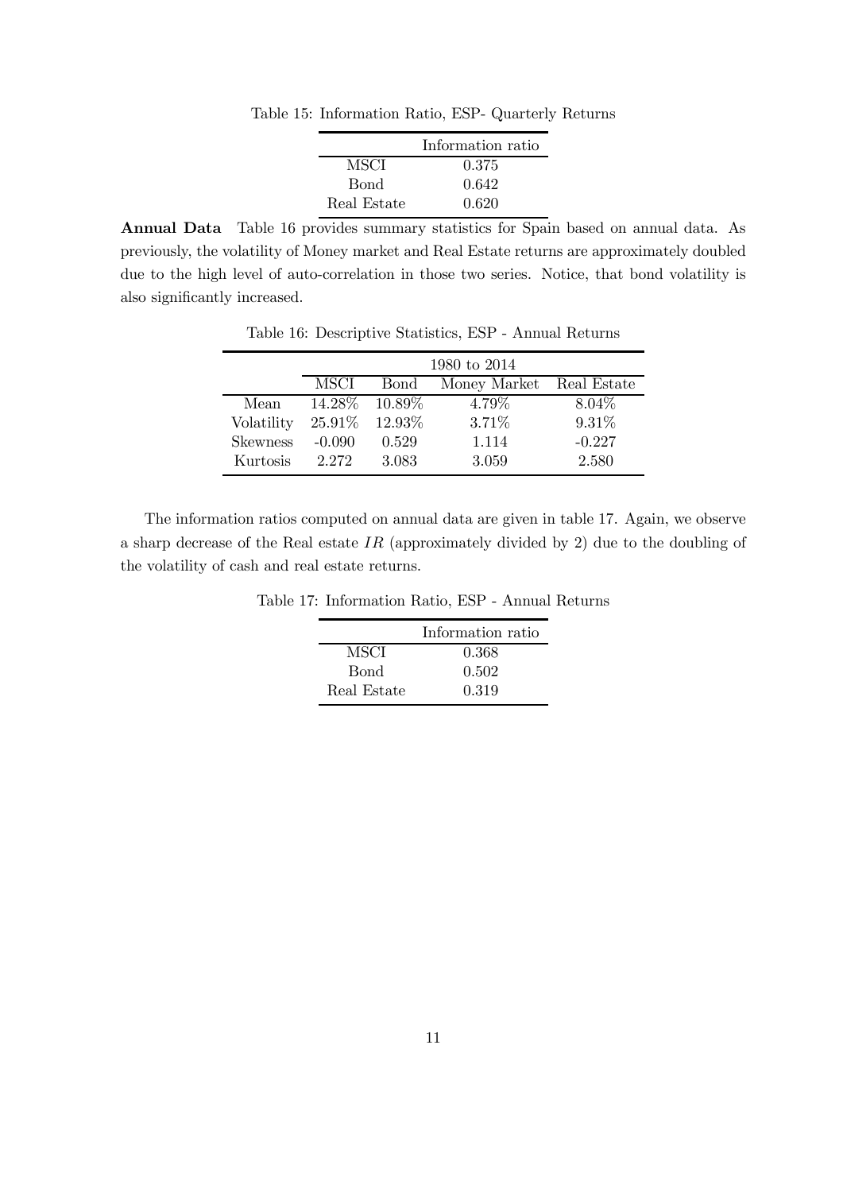Table 15: Information Ratio, ESP- Quarterly Returns

| | Information ratio |
|---|---|
| MSCI | 0.375 |
| Bond | 0.642 |
| Real Estate | 0.620 |

**Annual Data** Table 16 provides summary statistics for Spain based on annual data. As previously, the volatility of Money market and Real Estate returns are approximately doubled due to the high level of auto-correlation in those two series. Notice, that bond volatility is also significantly increased.

Table 16: Descriptive Statistics, ESP - Annual Returns

| | 1980 to 2014 | | | |
|---|---|---|---|---|
| | MSCI | Bond | Money Market | Real Estate |
| Mean | 14.28% | 10.89% | 4.79% | 8.04% |
| Volatility | 25.91% | 12.93% | 3.71% | 9.31% |
| Skewness | -0.090 | 0.529 | 1.114 | -0.227 |
| Kurtosis | 2.272 | 3.083 | 3.059 | 2.580 |

The information ratios computed on annual data are given in table 17. Again, we observe a sharp decrease of the Real estate $IR$ (approximately divided by 2) due to the doubling of the volatility of cash and real estate returns.

Table 17: Information Ratio, ESP - Annual Returns

| | Information ratio |
|---|---|
| MSCI | 0.368 |
| Bond | 0.502 |
| Real Estate | 0.319 |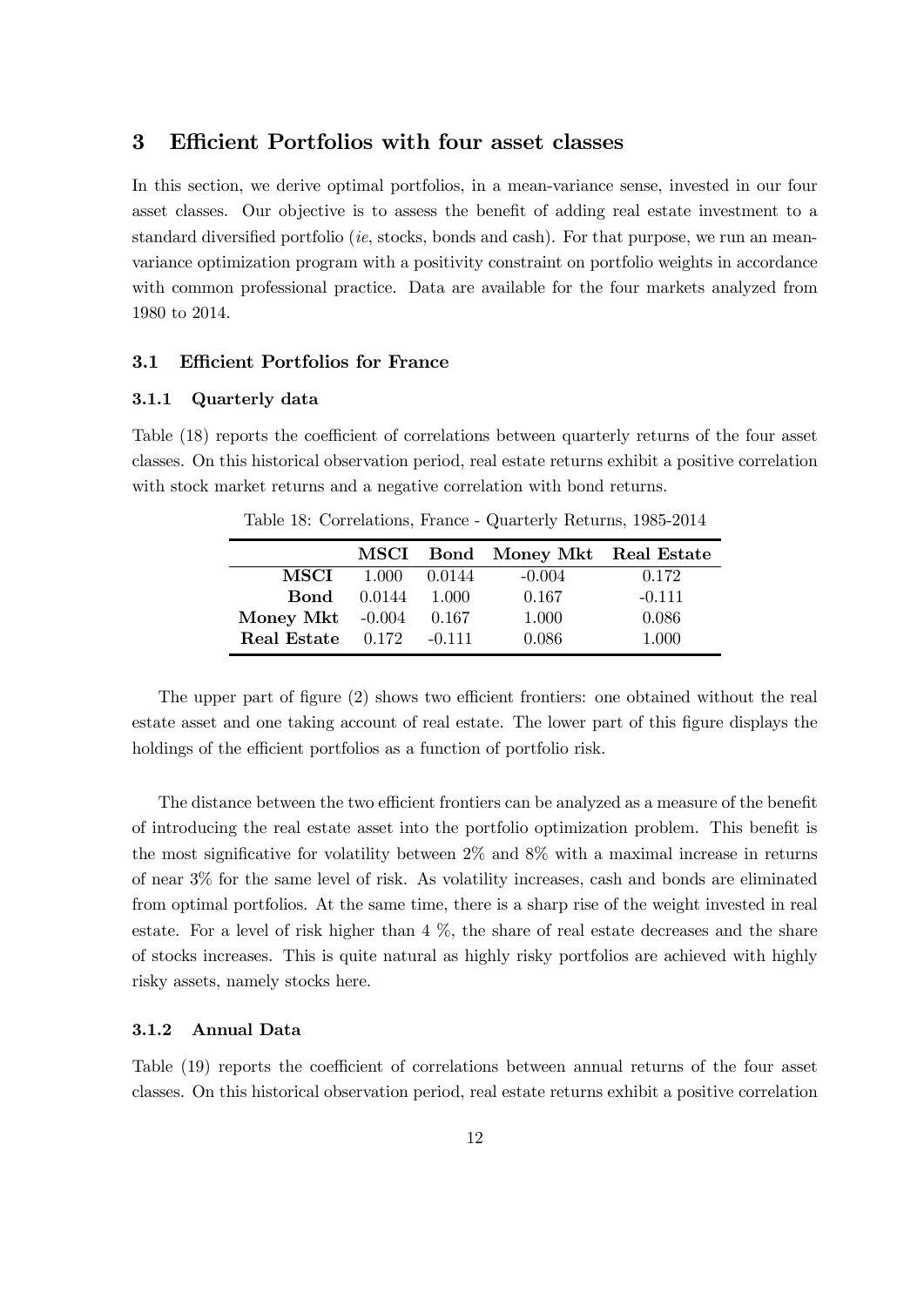# 3 Efficient Portfolios with four asset classes

In this section, we derive optimal portfolios, in a mean-variance sense, invested in our four asset classes. Our objective is to assess the benefit of adding real estate investment to a standard diversified portfolio (*ie*, stocks, bonds and cash). For that purpose, we run an mean-variance optimization program with a positivity constraint on portfolio weights in accordance with common professional practice. Data are available for the four markets analyzed from 1980 to 2014.

## 3.1 Efficient Portfolios for France

### 3.1.1 Quarterly data

Table (18) reports the coefficient of correlations between quarterly returns of the four asset classes. On this historical observation period, real estate returns exhibit a positive correlation with stock market returns and a negative correlation with bond returns.

Table 18: Correlations, France - Quarterly Returns, 1985-2014

| | MSCI | Bond | Money Mkt | Real Estate |
|---|---|---|---|---|
| **MSCI** | 1.000 | 0.0144 | -0.004 | 0.172 |
| **Bond** | 0.0144 | 1.000 | 0.167 | -0.111 |
| **Money Mkt** | -0.004 | 0.167 | 1.000 | 0.086 |
| **Real Estate** | 0.172 | -0.111 | 0.086 | 1.000 |

The upper part of figure (2) shows two efficient frontiers: one obtained without the real estate asset and one taking account of real estate. The lower part of this figure displays the holdings of the efficient portfolios as a function of portfolio risk.

The distance between the two efficient frontiers can be analyzed as a measure of the benefit of introducing the real estate asset into the portfolio optimization problem. This benefit is the most significative for volatility between 2% and 8% with a maximal increase in returns of near 3% for the same level of risk. As volatility increases, cash and bonds are eliminated from optimal portfolios. At the same time, there is a sharp rise of the weight invested in real estate. For a level of risk higher than 4 %, the share of real estate decreases and the share of stocks increases. This is quite natural as highly risky portfolios are achieved with highly risky assets, namely stocks here.

### 3.1.2 Annual Data

Table (19) reports the coefficient of correlations between annual returns of the four asset classes. On this historical observation period, real estate returns exhibit a positive correlation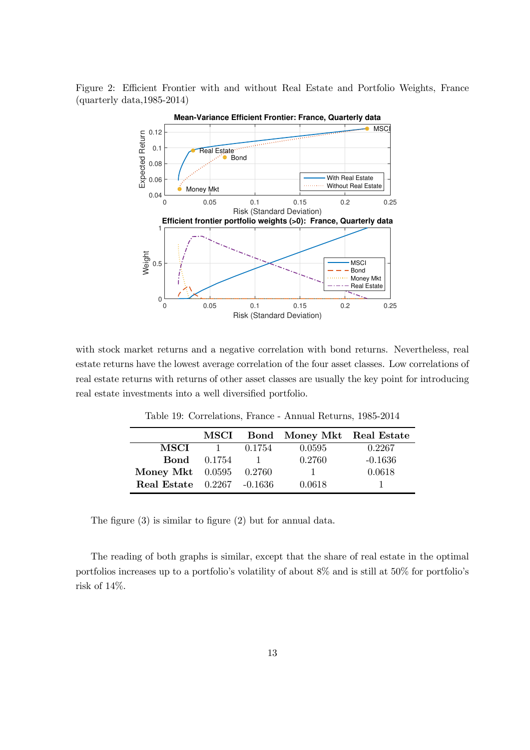Figure 2: Efficient Frontier with and without Real Estate and Portfolio Weights, France (quarterly data,1985-2014)

with stock market returns and a negative correlation with bond returns. Nevertheless, real estate returns have the lowest average correlation of the four asset classes. Low correlations of real estate returns with returns of other asset classes are usually the key point for introducing real estate investments into a well diversified portfolio.

Table 19: Correlations, France - Annual Returns, 1985-2014

| | MSCI | Bond | Money Mkt | Real Estate |
|---|---|---|---|---|
| **MSCI** | 1 | 0.1754 | 0.0595 | 0.2267 |
| **Bond** | 0.1754 | 1 | 0.2760 | -0.1636 |
| **Money Mkt** | 0.0595 | 0.2760 | 1 | 0.0618 |
| **Real Estate** | 0.2267 | -0.1636 | 0.0618 | 1 |

The figure (3) is similar to figure (2) but for annual data.

The reading of both graphs is similar, except that the share of real estate in the optimal portfolios increases up to a portfolio's volatility of about 8% and is still at 50% for portfolio's risk of 14%.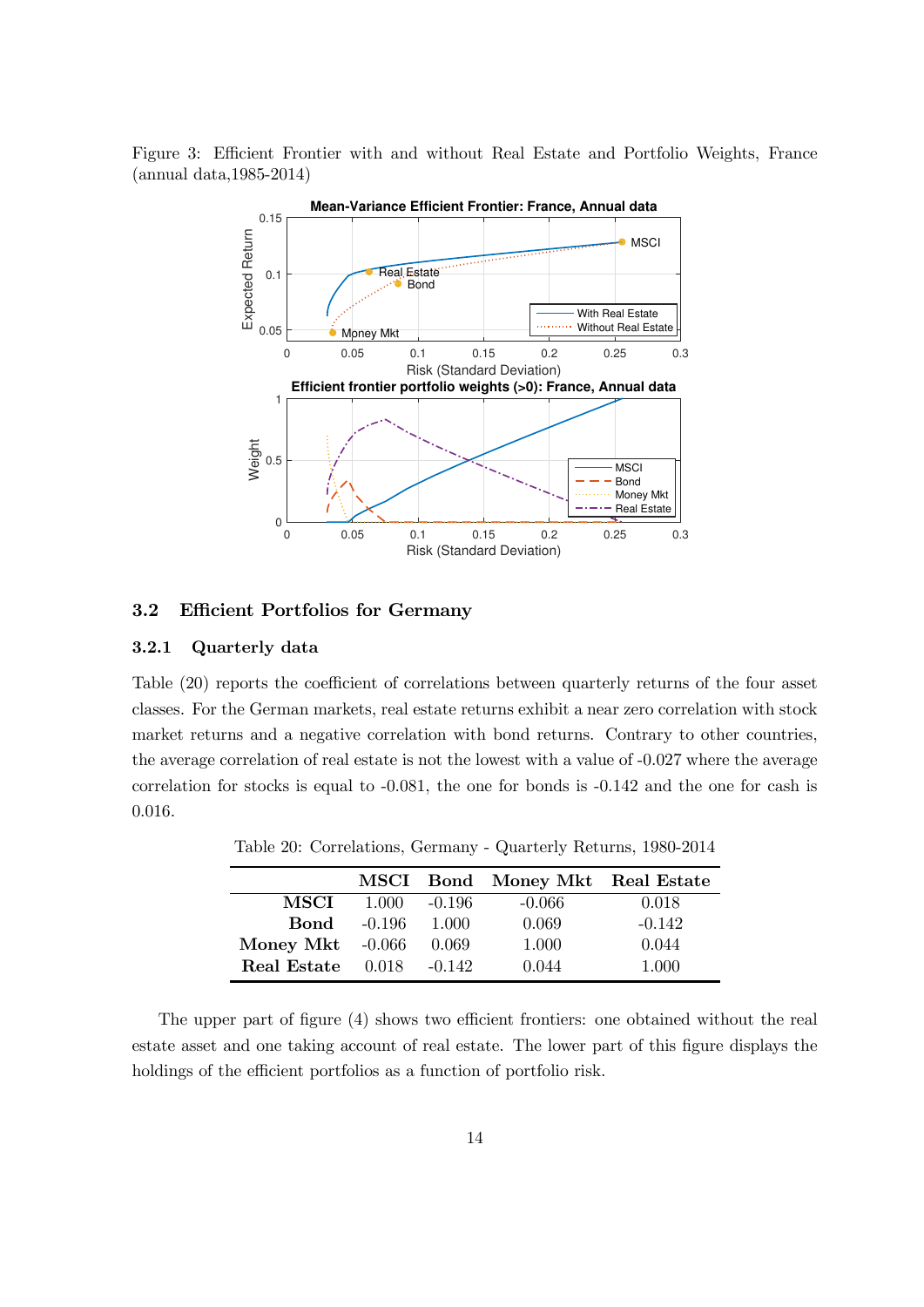Figure 3: Efficient Frontier with and without Real Estate and Portfolio Weights, France (annual data,1985-2014)

### 3.2 Efficient Portfolios for Germany

#### 3.2.1 Quarterly data

Table (20) reports the coefficient of correlations between quarterly returns of the four asset classes. For the German markets, real estate returns exhibit a near zero correlation with stock market returns and a negative correlation with bond returns. Contrary to other countries, the average correlation of real estate is not the lowest with a value of -0.027 where the average correlation for stocks is equal to -0.081, the one for bonds is -0.142 and the one for cash is 0.016.

Table 20: Correlations, Germany - Quarterly Returns, 1980-2014

| | MSCI | Bond | Money Mkt | Real Estate |
|---|---|---|---|---|
| **MSCI** | 1.000 | -0.196 | -0.066 | 0.018 |
| **Bond** | -0.196 | 1.000 | 0.069 | -0.142 |
| **Money Mkt** | -0.066 | 0.069 | 1.000 | 0.044 |
| **Real Estate** | 0.018 | -0.142 | 0.044 | 1.000 |

The upper part of figure (4) shows two efficient frontiers: one obtained without the real estate asset and one taking account of real estate. The lower part of this figure displays the holdings of the efficient portfolios as a function of portfolio risk.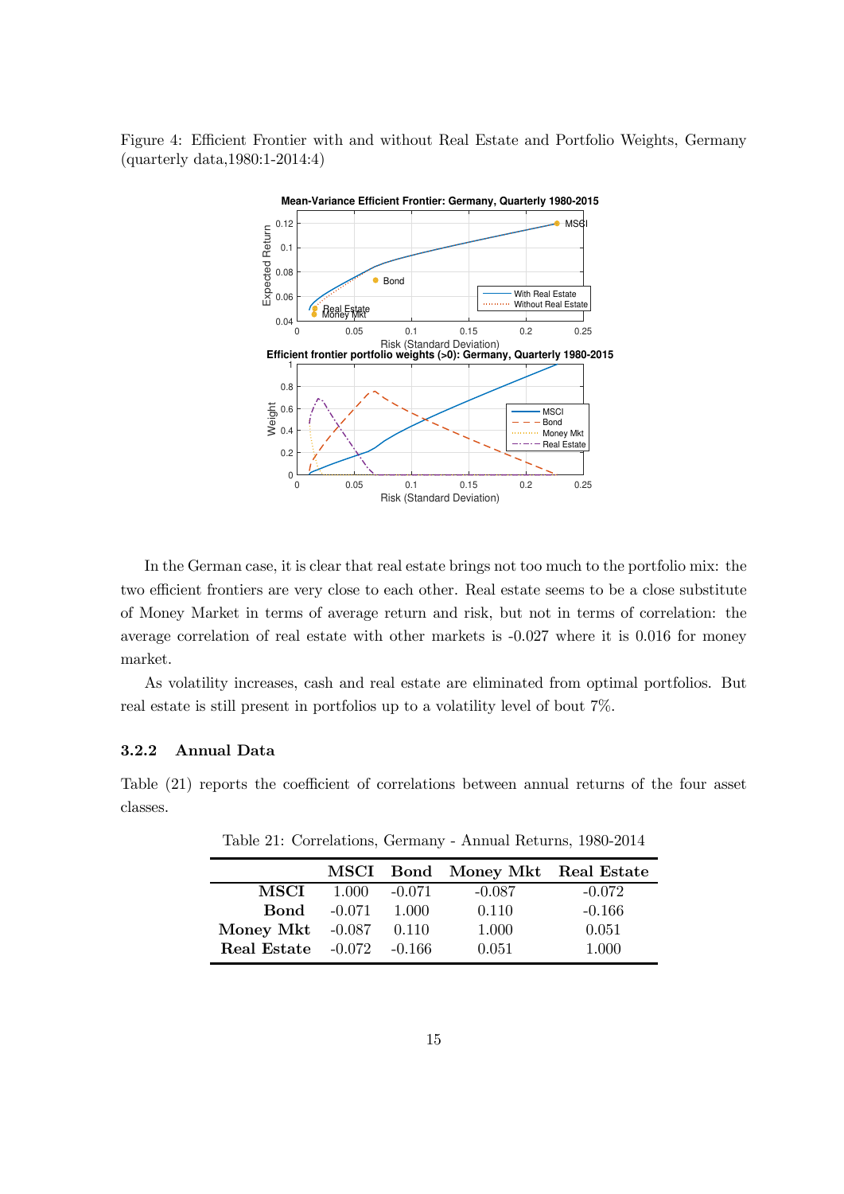Figure 4: Efficient Frontier with and without Real Estate and Portfolio Weights, Germany (quarterly data,1980:1-2014:4)

In the German case, it is clear that real estate brings not too much to the portfolio mix: the two efficient frontiers are very close to each other. Real estate seems to be a close substitute of Money Market in terms of average return and risk, but not in terms of correlation: the average correlation of real estate with other markets is -0.027 where it is 0.016 for money market.

As volatility increases, cash and real estate are eliminated from optimal portfolios. But real estate is still present in portfolios up to a volatility level of bout 7%.

### 3.2.2 Annual Data

Table (21) reports the coefficient of correlations between annual returns of the four asset classes.

Table 21: Correlations, Germany - Annual Returns, 1980-2014

| | **MSCI** | **Bond** | **Money Mkt** | **Real Estate** |
|---|---|---|---|---|
| **MSCI** | 1.000 | -0.071 | -0.087 | -0.072 |
| **Bond** | -0.071 | 1.000 | 0.110 | -0.166 |
| **Money Mkt** | -0.087 | 0.110 | 1.000 | 0.051 |
| **Real Estate** | -0.072 | -0.166 | 0.051 | 1.000 |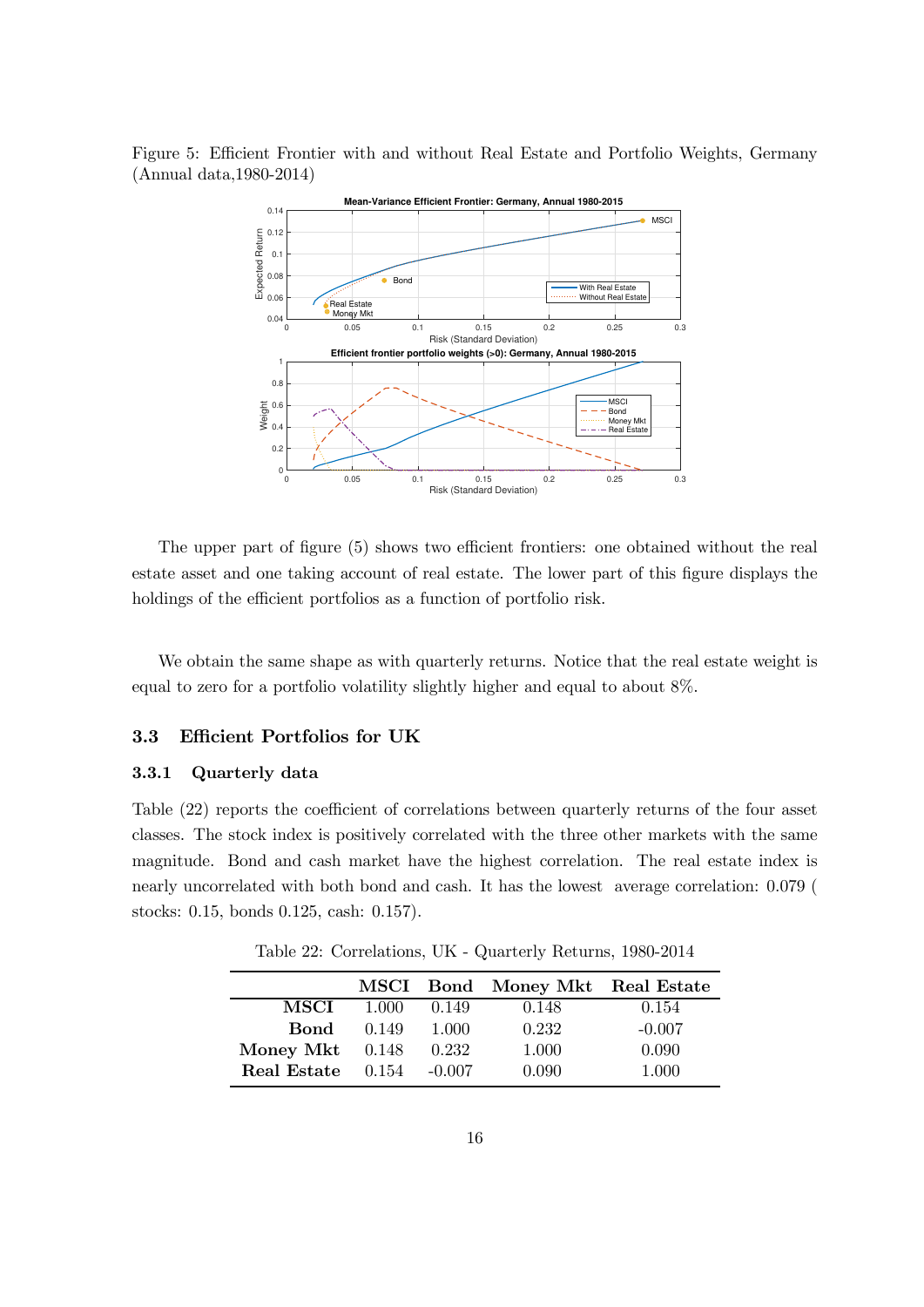Figure 5: Efficient Frontier with and without Real Estate and Portfolio Weights, Germany (Annual data,1980-2014)

The upper part of figure (5) shows two efficient frontiers: one obtained without the real estate asset and one taking account of real estate. The lower part of this figure displays the holdings of the efficient portfolios as a function of portfolio risk.

We obtain the same shape as with quarterly returns. Notice that the real estate weight is equal to zero for a portfolio volatility slightly higher and equal to about 8%.

### 3.3 Efficient Portfolios for UK

#### 3.3.1 Quarterly data

Table (22) reports the coefficient of correlations between quarterly returns of the four asset classes. The stock index is positively correlated with the three other markets with the same magnitude. Bond and cash market have the highest correlation. The real estate index is nearly uncorrelated with both bond and cash. It has the lowest average correlation: 0.079 ( stocks: 0.15, bonds 0.125, cash: 0.157).

Table 22: Correlations, UK - Quarterly Returns, 1980-2014

| | MSCI | Bond | Money Mkt | Real Estate |
|---|---|---|---|---|
| **MSCI** | 1.000 | 0.149 | 0.148 | 0.154 |
| **Bond** | 0.149 | 1.000 | 0.232 | -0.007 |
| **Money Mkt** | 0.148 | 0.232 | 1.000 | 0.090 |
| **Real Estate** | 0.154 | -0.007 | 0.090 | 1.000 |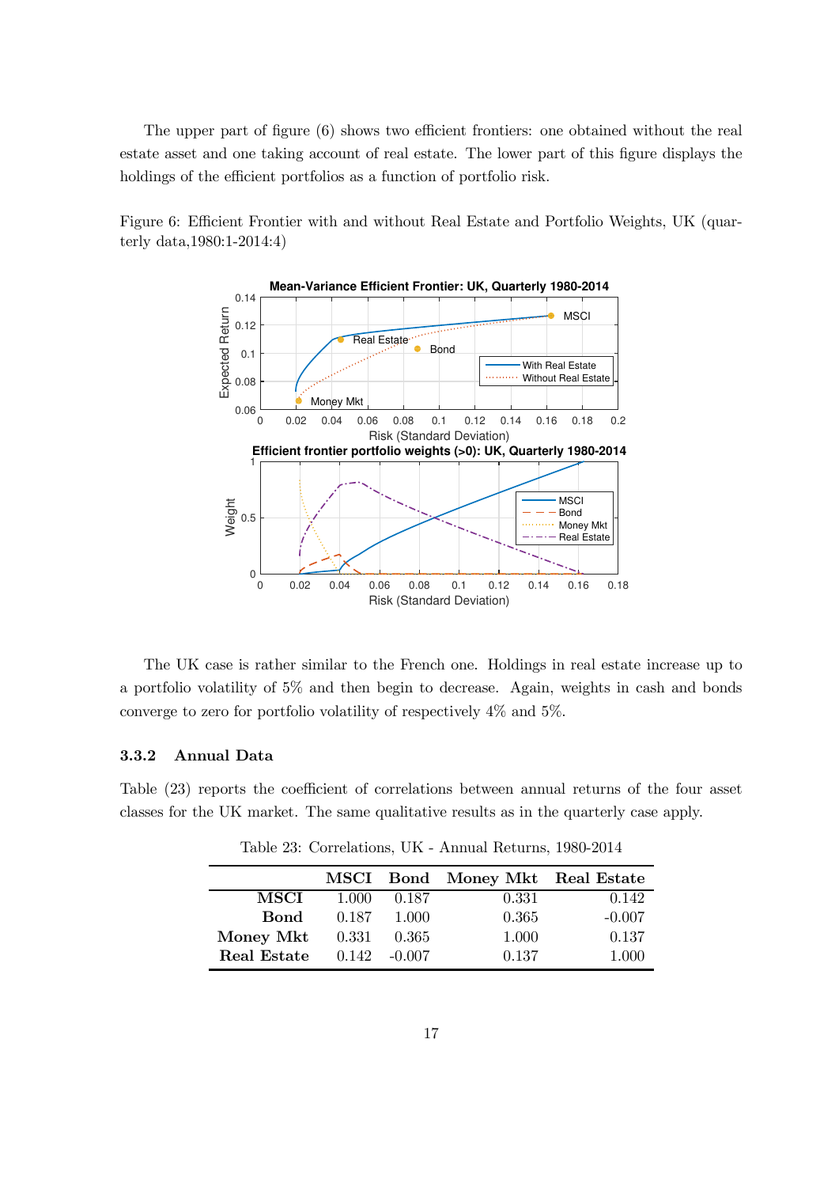The upper part of figure (6) shows two efficient frontiers: one obtained without the real estate asset and one taking account of real estate. The lower part of this figure displays the holdings of the efficient portfolios as a function of portfolio risk.

Figure 6: Efficient Frontier with and without Real Estate and Portfolio Weights, UK (quarterly data,1980:1-2014:4)

The UK case is rather similar to the French one. Holdings in real estate increase up to a portfolio volatility of 5% and then begin to decrease. Again, weights in cash and bonds converge to zero for portfolio volatility of respectively 4% and 5%.

### 3.3.2 Annual Data

Table (23) reports the coefficient of correlations between annual returns of the four asset classes for the UK market. The same qualitative results as in the quarterly case apply.

Table 23: Correlations, UK - Annual Returns, 1980-2014

| | MSCI | Bond | Money Mkt | Real Estate |
|---|---|---|---|---|
| **MSCI** | 1.000 | 0.187 | 0.331 | 0.142 |
| **Bond** | 0.187 | 1.000 | 0.365 | -0.007 |
| **Money Mkt** | 0.331 | 0.365 | 1.000 | 0.137 |
| **Real Estate** | 0.142 | -0.007 | 0.137 | 1.000 |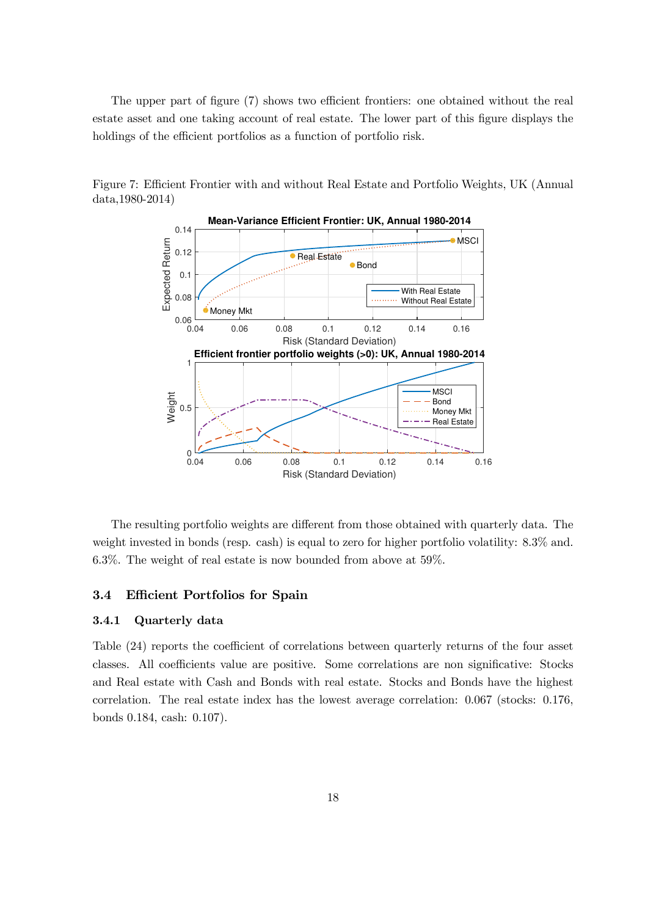The upper part of figure (7) shows two efficient frontiers: one obtained without the real estate asset and one taking account of real estate. The lower part of this figure displays the holdings of the efficient portfolios as a function of portfolio risk.

Figure 7: Efficient Frontier with and without Real Estate and Portfolio Weights, UK (Annual data,1980-2014)

The resulting portfolio weights are different from those obtained with quarterly data. The weight invested in bonds (resp. cash) is equal to zero for higher portfolio volatility: 8.3% and. 6.3%. The weight of real estate is now bounded from above at 59%.

## 3.4 Efficient Portfolios for Spain

### 3.4.1 Quarterly data

Table (24) reports the coefficient of correlations between quarterly returns of the four asset classes. All coefficients value are positive. Some correlations are non significative: Stocks and Real estate with Cash and Bonds with real estate. Stocks and Bonds have the highest correlation. The real estate index has the lowest average correlation: 0.067 (stocks: 0.176, bonds 0.184, cash: 0.107).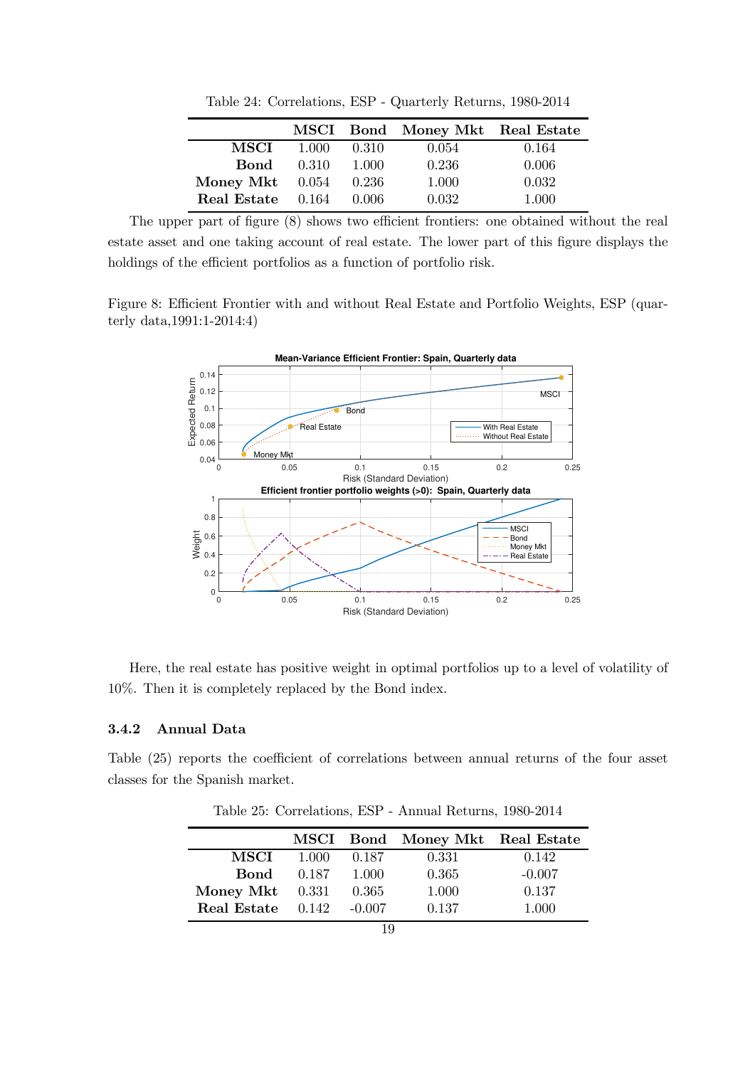Table 24: Correlations, ESP - Quarterly Returns, 1980-2014

| | MSCI | Bond | Money Mkt | Real Estate |
|---|---|---|---|---|
| **MSCI** | 1.000 | 0.310 | 0.054 | 0.164 |
| **Bond** | 0.310 | 1.000 | 0.236 | 0.006 |
| **Money Mkt** | 0.054 | 0.236 | 1.000 | 0.032 |
| **Real Estate** | 0.164 | 0.006 | 0.032 | 1.000 |

The upper part of figure (8) shows two efficient frontiers: one obtained without the real estate asset and one taking account of real estate. The lower part of this figure displays the holdings of the efficient portfolios as a function of portfolio risk.

Figure 8: Efficient Frontier with and without Real Estate and Portfolio Weights, ESP (quarterly data,1991:1-2014:4)

Here, the real estate has positive weight in optimal portfolios up to a level of volatility of 10%. Then it is completely replaced by the Bond index.

### 3.4.2 Annual Data

Table (25) reports the coefficient of correlations between annual returns of the four asset classes for the Spanish market.

Table 25: Correlations, ESP - Annual Returns, 1980-2014

| | MSCI | Bond | Money Mkt | Real Estate |
|---|---|---|---|---|
| **MSCI** | 1.000 | 0.187 | 0.331 | 0.142 |
| **Bond** | 0.187 | 1.000 | 0.365 | -0.007 |
| **Money Mkt** | 0.331 | 0.365 | 1.000 | 0.137 |
| **Real Estate** | 0.142 | -0.007 | 0.137 | 1.000 |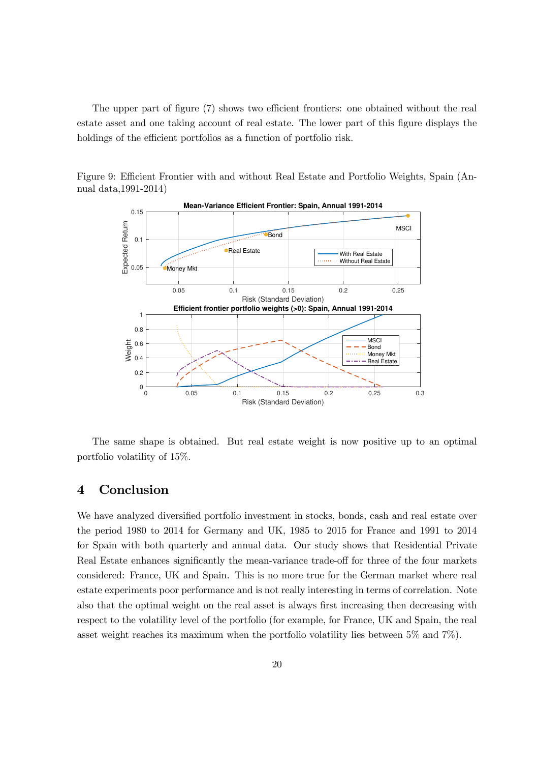The upper part of figure (7) shows two efficient frontiers: one obtained without the real estate asset and one taking account of real estate. The lower part of this figure displays the holdings of the efficient portfolios as a function of portfolio risk.

Figure 9: Efficient Frontier with and without Real Estate and Portfolio Weights, Spain (Annual data,1991-2014)

The same shape is obtained. But real estate weight is now positive up to an optimal portfolio volatility of 15%.

# 4 Conclusion

We have analyzed diversified portfolio investment in stocks, bonds, cash and real estate over the period 1980 to 2014 for Germany and UK, 1985 to 2015 for France and 1991 to 2014 for Spain with both quarterly and annual data. Our study shows that Residential Private Real Estate enhances significantly the mean-variance trade-off for three of the four markets considered: France, UK and Spain. This is no more true for the German market where real estate experiments poor performance and is not really interesting in terms of correlation. Note also that the optimal weight on the real asset is always first increasing then decreasing with respect to the volatility level of the portfolio (for example, for France, UK and Spain, the real asset weight reaches its maximum when the portfolio volatility lies between 5% and 7%).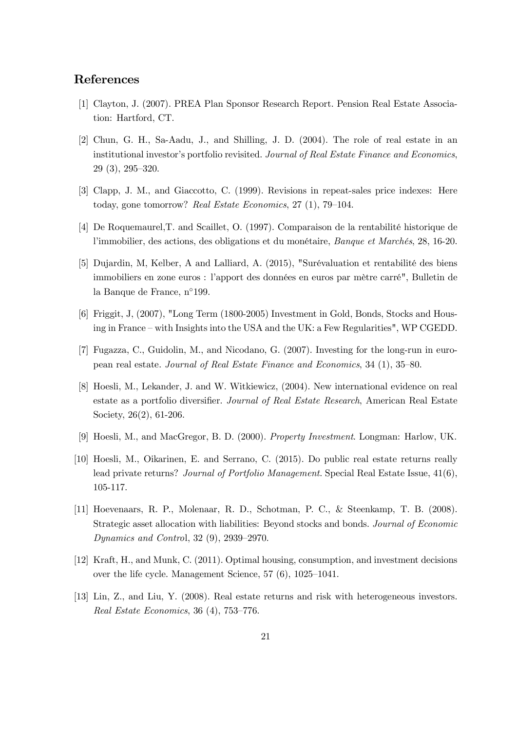## References

[1] Clayton, J. (2007). PREA Plan Sponsor Research Report. Pension Real Estate Association: Hartford, CT.

[2] Chun, G. H., Sa-Aadu, J., and Shilling, J. D. (2004). The role of real estate in an institutional investor's portfolio revisited. *Journal of Real Estate Finance and Economics*, 29 (3), 295–320.

[3] Clapp, J. M., and Giaccotto, C. (1999). Revisions in repeat-sales price indexes: Here today, gone tomorrow? *Real Estate Economics*, 27 (1), 79–104.

[4] De Roquemaurel,T. and Scaillet, O. (1997). Comparaison de la rentabilité historique de l'immobilier, des actions, des obligations et du monétaire, *Banque et Marchés*, 28, 16-20.

[5] Dujardin, M, Kelber, A and Lalliard, A. (2015), "Surévaluation et rentabilité des biens immobiliers en zone euros : l'apport des données en euros par mètre carré", Bulletin de la Banque de France, n°199.

[6] Friggit, J, (2007), "Long Term (1800-2005) Investment in Gold, Bonds, Stocks and Housing in France – with Insights into the USA and the UK: a Few Regularities", WP CGEDD.

[7] Fugazza, C., Guidolin, M., and Nicodano, G. (2007). Investing for the long-run in european real estate. *Journal of Real Estate Finance and Economics*, 34 (1), 35–80.

[8] Hoesli, M., Lekander, J. and W. Witkiewicz, (2004). New international evidence on real estate as a portfolio diversifier. *Journal of Real Estate Research*, American Real Estate Society, 26(2), 61-206.

[9] Hoesli, M., and MacGregor, B. D. (2000). *Property Investment*. Longman: Harlow, UK.

[10] Hoesli, M., Oikarinen, E. and Serrano, C. (2015). Do public real estate returns really lead private returns? *Journal of Portfolio Management*. Special Real Estate Issue, 41(6), 105-117.

[11] Hoevenaars, R. P., Molenaar, R. D., Schotman, P. C., & Steenkamp, T. B. (2008). Strategic asset allocation with liabilities: Beyond stocks and bonds. *Journal of Economic Dynamics and Control*, 32 (9), 2939–2970.

[12] Kraft, H., and Munk, C. (2011). Optimal housing, consumption, and investment decisions over the life cycle. Management Science, 57 (6), 1025–1041.

[13] Lin, Z., and Liu, Y. (2008). Real estate returns and risk with heterogeneous investors. *Real Estate Economics*, 36 (4), 753–776.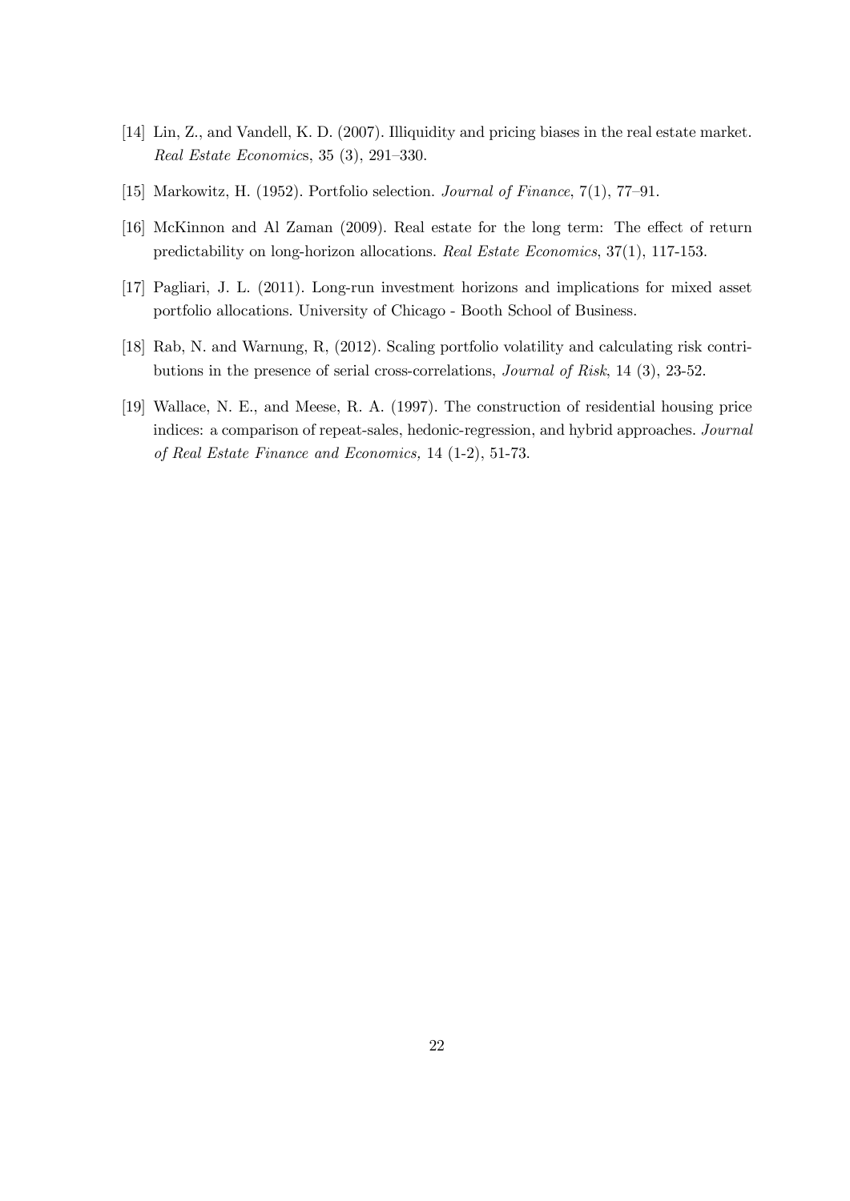[14] Lin, Z., and Vandell, K. D. (2007). Illiquidity and pricing biases in the real estate market. *Real Estate Economics*, 35 (3), 291–330.

[15] Markowitz, H. (1952). Portfolio selection. *Journal of Finance*, 7(1), 77–91.

[16] McKinnon and Al Zaman (2009). Real estate for the long term: The effect of return predictability on long-horizon allocations. *Real Estate Economics*, 37(1), 117-153.

[17] Pagliari, J. L. (2011). Long-run investment horizons and implications for mixed asset portfolio allocations. University of Chicago - Booth School of Business.

[18] Rab, N. and Warnung, R, (2012). Scaling portfolio volatility and calculating risk contributions in the presence of serial cross-correlations, *Journal of Risk*, 14 (3), 23-52.

[19] Wallace, N. E., and Meese, R. A. (1997). The construction of residential housing price indices: a comparison of repeat-sales, hedonic-regression, and hybrid approaches. *Journal of Real Estate Finance and Economics*, 14 (1-2), 51-73.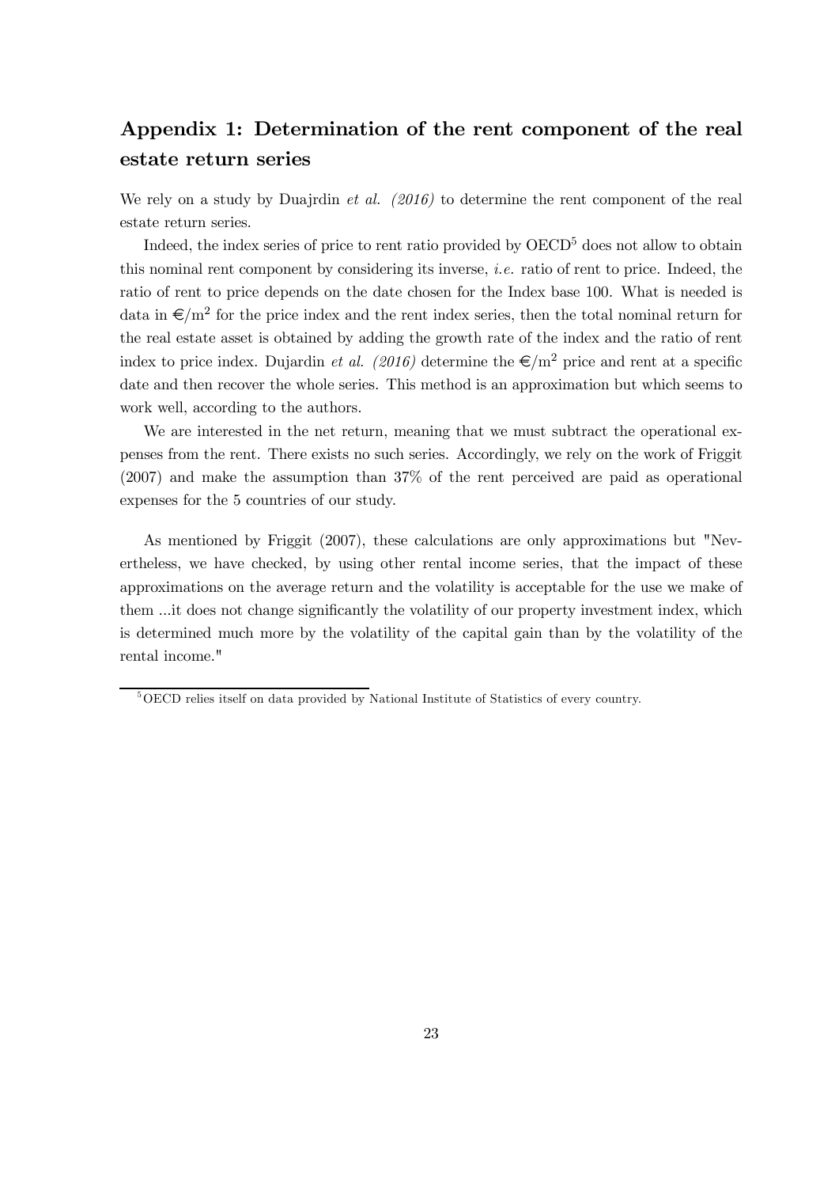## Appendix 1: Determination of the rent component of the real estate return series

We rely on a study by Duajrdin *et al. (2016)* to determine the rent component of the real estate return series.

Indeed, the index series of price to rent ratio provided by OECD[5] does not allow to obtain this nominal rent component by considering its inverse, *i.e.* ratio of rent to price. Indeed, the ratio of rent to price depends on the date chosen for the Index base 100. What is needed is data in €/m$^2$ for the price index and the rent index series, then the total nominal return for the real estate asset is obtained by adding the growth rate of the index and the ratio of rent index to price index. Dujardin *et al. (2016)* determine the €/m$^2$ price and rent at a specific date and then recover the whole series. This method is an approximation but which seems to work well, according to the authors.

We are interested in the net return, meaning that we must subtract the operational expenses from the rent. There exists no such series. Accordingly, we rely on the work of Friggit (2007) and make the assumption than 37% of the rent perceived are paid as operational expenses for the 5 countries of our study.

As mentioned by Friggit (2007), these calculations are only approximations but "Nevertheless, we have checked, by using other rental income series, that the impact of these approximations on the average return and the volatility is acceptable for the use we make of them ...it does not change significantly the volatility of our property investment index, which is determined much more by the volatility of the capital gain than by the volatility of the rental income."

[5] OECD relies itself on data provided by National Institute of Statistics of every country.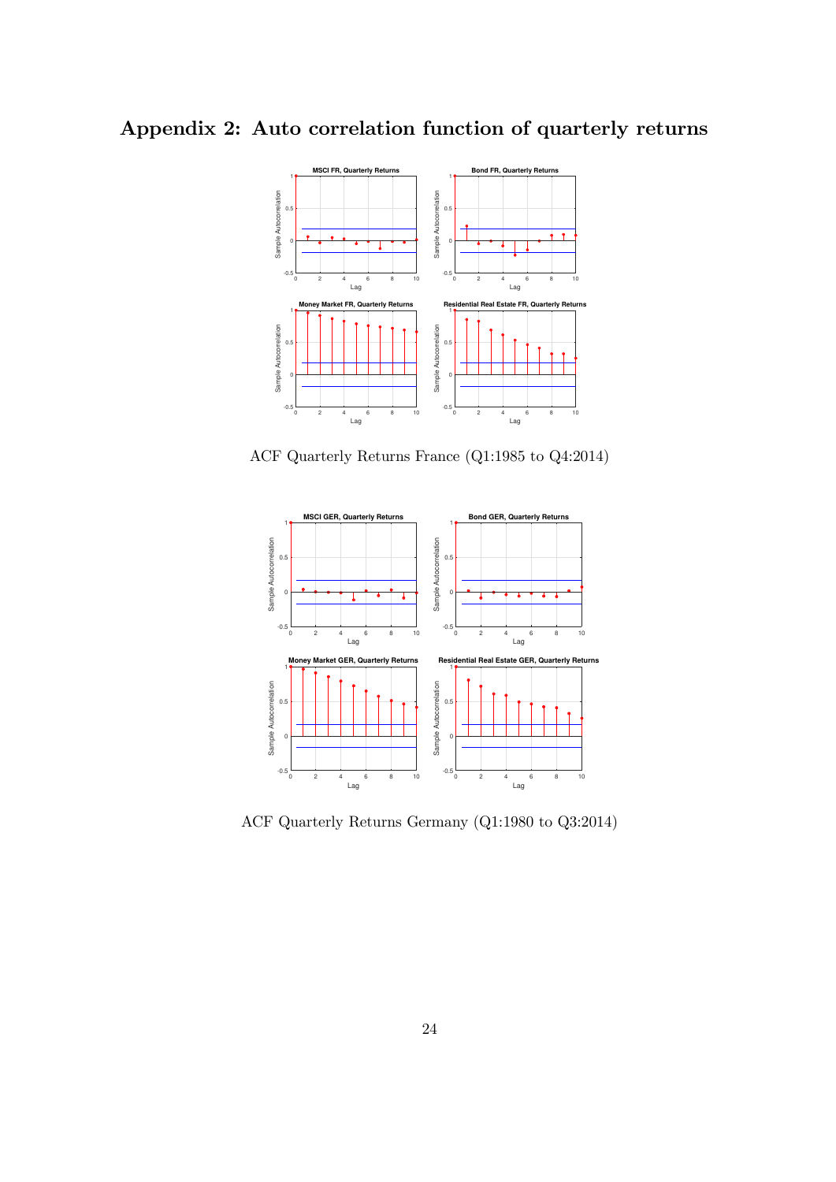# Appendix 2: Auto correlation function of quarterly returns

ACF Quarterly Returns France (Q1:1985 to Q4:2014)

ACF Quarterly Returns Germany (Q1:1980 to Q3:2014)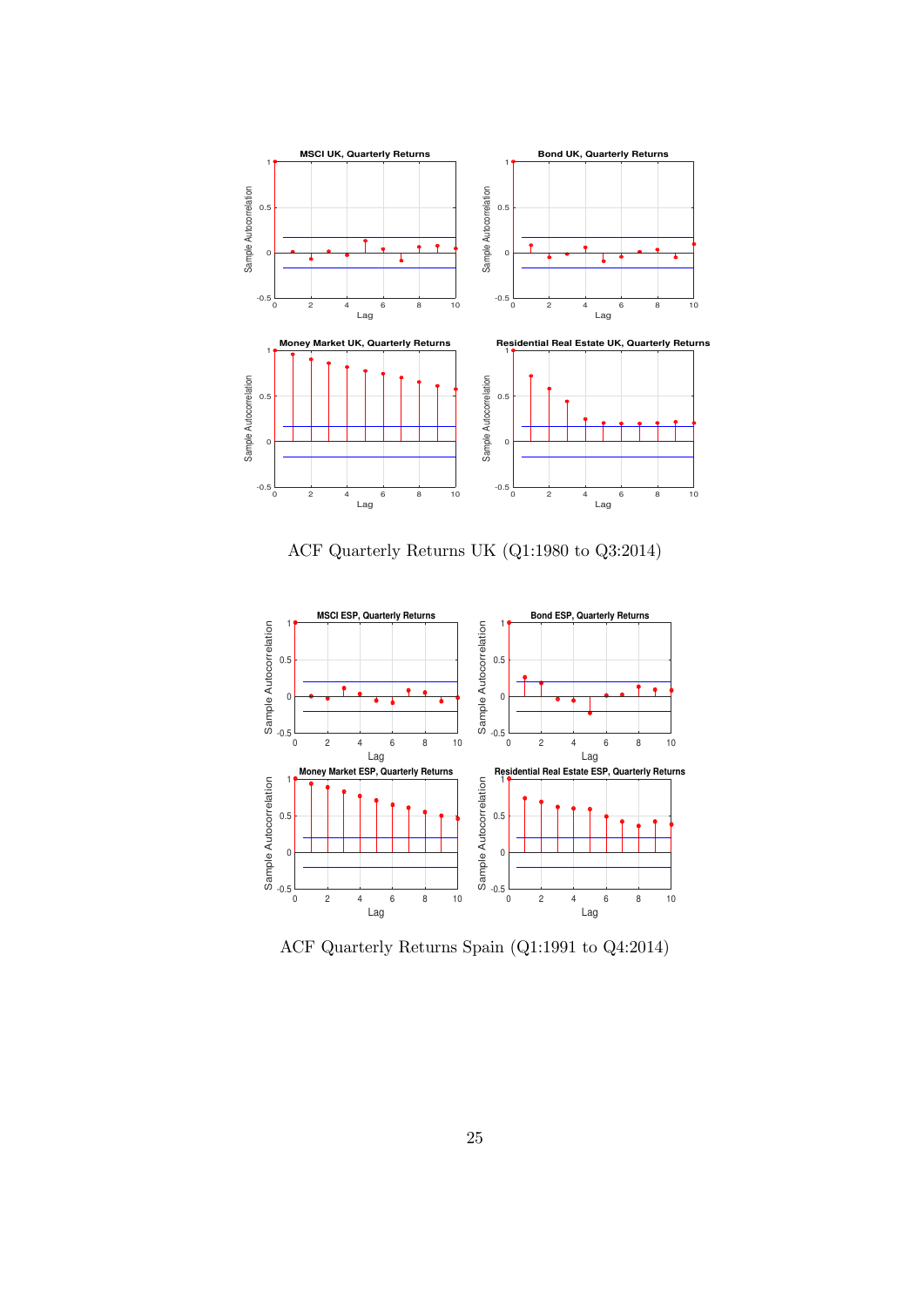MSCI UK, Quarterly Returns

Sample Autocorrelation

1

0.5

0

-0.5

0 2 4 6 8 10

Lag

Bond UK, Quarterly Returns

Sample Autocorrelation

1

0.5

0

-0.5

0 2 4 6 8 10

Lag

Money Market UK, Quarterly Returns

Sample Autocorrelation

1

0.5

0

-0.5

0 2 4 6 8 10

Lag

Residential Real Estate UK, Quarterly Returns

Sample Autocorrelation

1

0.5

0

-0.5

0 2 4 6 8 10

Lag

ACF Quarterly Returns UK (Q1:1980 to Q3:2014)

MSCI ESP, Quarterly Returns

Sample Autocorrelation

1

0.5

0

-0.5

0 2 4 6 8 10

Lag

Bond ESP, Quarterly Returns

Sample Autocorrelation

1

0.5

0

-0.5

0 2 4 6 8 10

Lag

Money Market ESP, Quarterly Returns

Sample Autocorrelation

1

0.5

0

-0.5

0 2 4 6 8 10

Lag

Residential Real Estate ESP, Quarterly Returns

Sample Autocorrelation

1

0.5

0

-0.5

0 2 4 6 8 10

Lag

ACF Quarterly Returns Spain (Q1:1991 to Q4:2014)